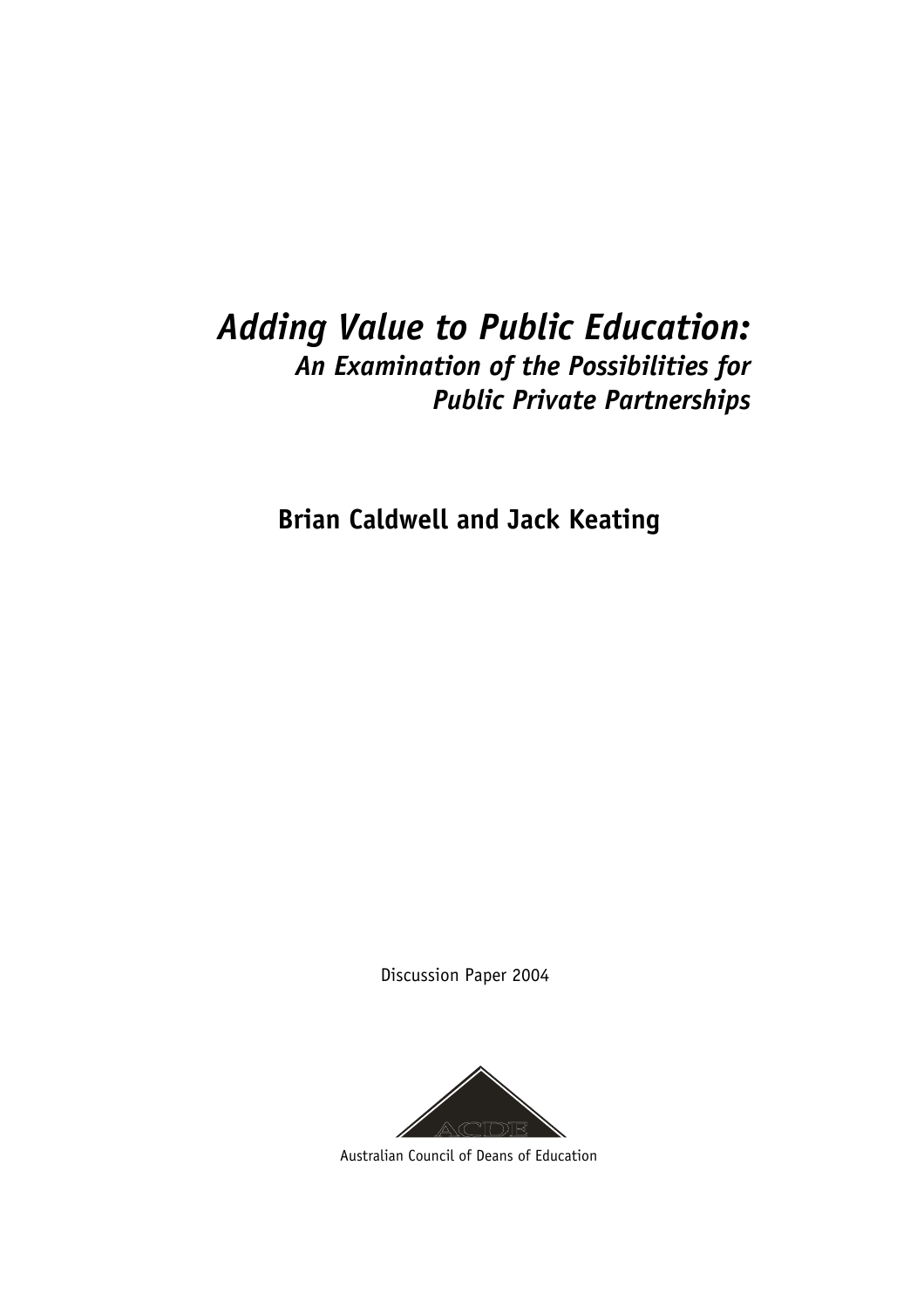# *Adding Value to Public Education:*

## *An Examination of the Possibilities for Public Private Partnerships*

**Brian Caldwell and Jack Keating**

Discussion Paper 2004

Australian Council of Deans of Education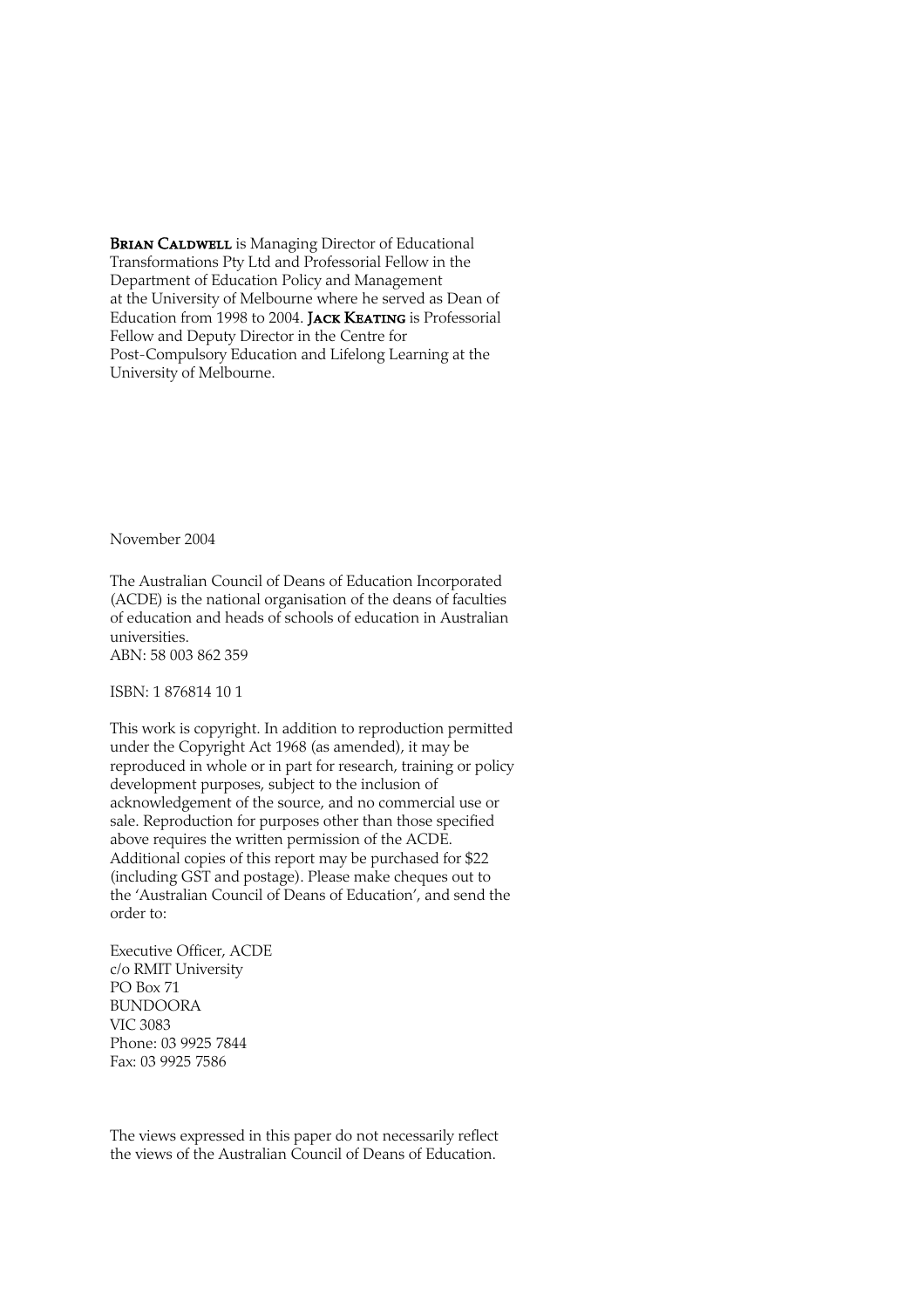**Brian Caldwell** is Managing Director of Educational Transformations Pty Ltd and Professorial Fellow in the Department of Education Policy and Management at the University of Melbourne where he served as Dean of Education from 1998 to 2004. **Jack Keating** is Professorial Fellow and Deputy Director in the Centre for Post-Compulsory Education and Lifelong Learning at the University of Melbourne.

November 2004

The Australian Council of Deans of Education Incorporated (ACDE) is the national organisation of the deans of faculties of education and heads of schools of education in Australian universities.
ABN: 58 003 862 359

ISBN: 1 876814 10 1

This work is copyright. In addition to reproduction permitted under the Copyright Act 1968 (as amended), it may be reproduced in whole or in part for research, training or policy development purposes, subject to the inclusion of acknowledgement of the source, and no commercial use or sale. Reproduction for purposes other than those specified above requires the written permission of the ACDE. Additional copies of this report may be purchased for $22 (including GST and postage). Please make cheques out to the 'Australian Council of Deans of Education', and send the order to:

Executive Officer, ACDE
c/o RMIT University
PO Box 71
BUNDOORA
VIC 3083
Phone: 03 9925 7844
Fax: 03 9925 7586

The views expressed in this paper do not necessarily reflect the views of the Australian Council of Deans of Education.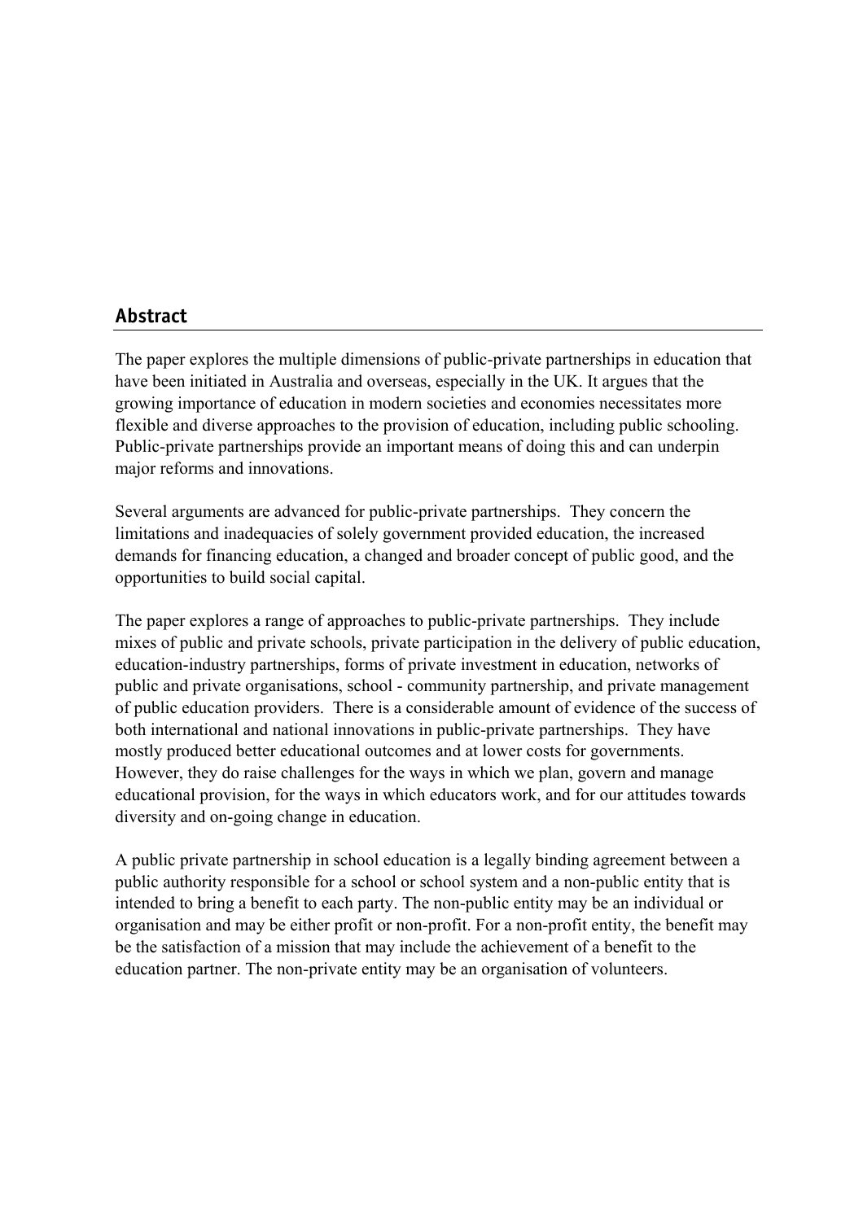## Abstract

The paper explores the multiple dimensions of public-private partnerships in education that have been initiated in Australia and overseas, especially in the UK. It argues that the growing importance of education in modern societies and economies necessitates more flexible and diverse approaches to the provision of education, including public schooling. Public-private partnerships provide an important means of doing this and can underpin major reforms and innovations.

Several arguments are advanced for public-private partnerships. They concern the limitations and inadequacies of solely government provided education, the increased demands for financing education, a changed and broader concept of public good, and the opportunities to build social capital.

The paper explores a range of approaches to public-private partnerships. They include mixes of public and private schools, private participation in the delivery of public education, education-industry partnerships, forms of private investment in education, networks of public and private organisations, school - community partnership, and private management of public education providers. There is a considerable amount of evidence of the success of both international and national innovations in public-private partnerships. They have mostly produced better educational outcomes and at lower costs for governments. However, they do raise challenges for the ways in which we plan, govern and manage educational provision, for the ways in which educators work, and for our attitudes towards diversity and on-going change in education.

A public private partnership in school education is a legally binding agreement between a public authority responsible for a school or school system and a non-public entity that is intended to bring a benefit to each party. The non-public entity may be an individual or organisation and may be either profit or non-profit. For a non-profit entity, the benefit may be the satisfaction of a mission that may include the achievement of a benefit to the education partner. The non-private entity may be an organisation of volunteers.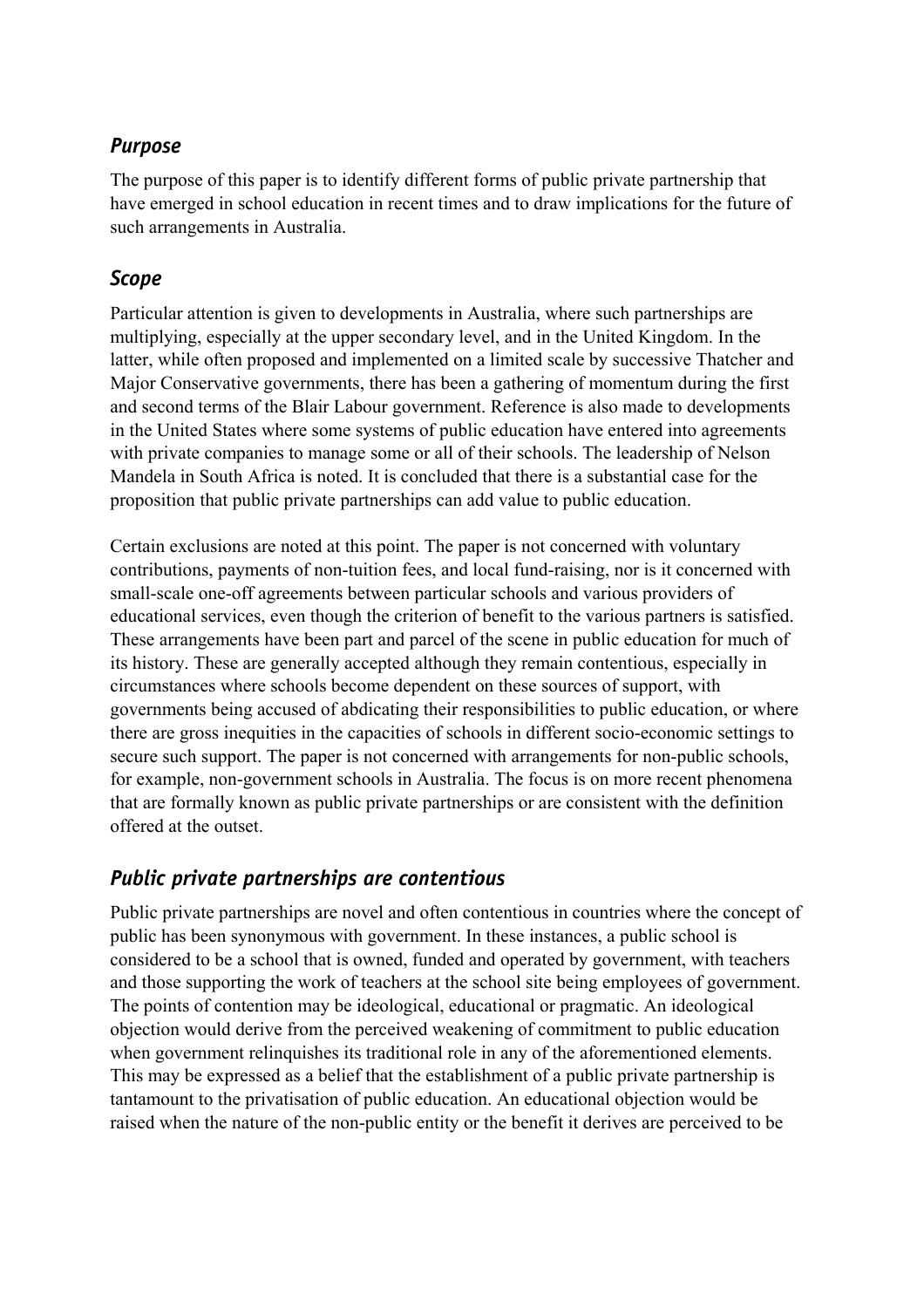## *Purpose*

The purpose of this paper is to identify different forms of public private partnership that have emerged in school education in recent times and to draw implications for the future of such arrangements in Australia.

## *Scope*

Particular attention is given to developments in Australia, where such partnerships are multiplying, especially at the upper secondary level, and in the United Kingdom. In the latter, while often proposed and implemented on a limited scale by successive Thatcher and Major Conservative governments, there has been a gathering of momentum during the first and second terms of the Blair Labour government. Reference is also made to developments in the United States where some systems of public education have entered into agreements with private companies to manage some or all of their schools. The leadership of Nelson Mandela in South Africa is noted. It is concluded that there is a substantial case for the proposition that public private partnerships can add value to public education.

Certain exclusions are noted at this point. The paper is not concerned with voluntary contributions, payments of non-tuition fees, and local fund-raising, nor is it concerned with small-scale one-off agreements between particular schools and various providers of educational services, even though the criterion of benefit to the various partners is satisfied. These arrangements have been part and parcel of the scene in public education for much of its history. These are generally accepted although they remain contentious, especially in circumstances where schools become dependent on these sources of support, with governments being accused of abdicating their responsibilities to public education, or where there are gross inequities in the capacities of schools in different socio-economic settings to secure such support. The paper is not concerned with arrangements for non-public schools, for example, non-government schools in Australia. The focus is on more recent phenomena that are formally known as public private partnerships or are consistent with the definition offered at the outset.

## *Public private partnerships are contentious*

Public private partnerships are novel and often contentious in countries where the concept of public has been synonymous with government. In these instances, a public school is considered to be a school that is owned, funded and operated by government, with teachers and those supporting the work of teachers at the school site being employees of government. The points of contention may be ideological, educational or pragmatic. An ideological objection would derive from the perceived weakening of commitment to public education when government relinquishes its traditional role in any of the aforementioned elements. This may be expressed as a belief that the establishment of a public private partnership is tantamount to the privatisation of public education. An educational objection would be raised when the nature of the non-public entity or the benefit it derives are perceived to be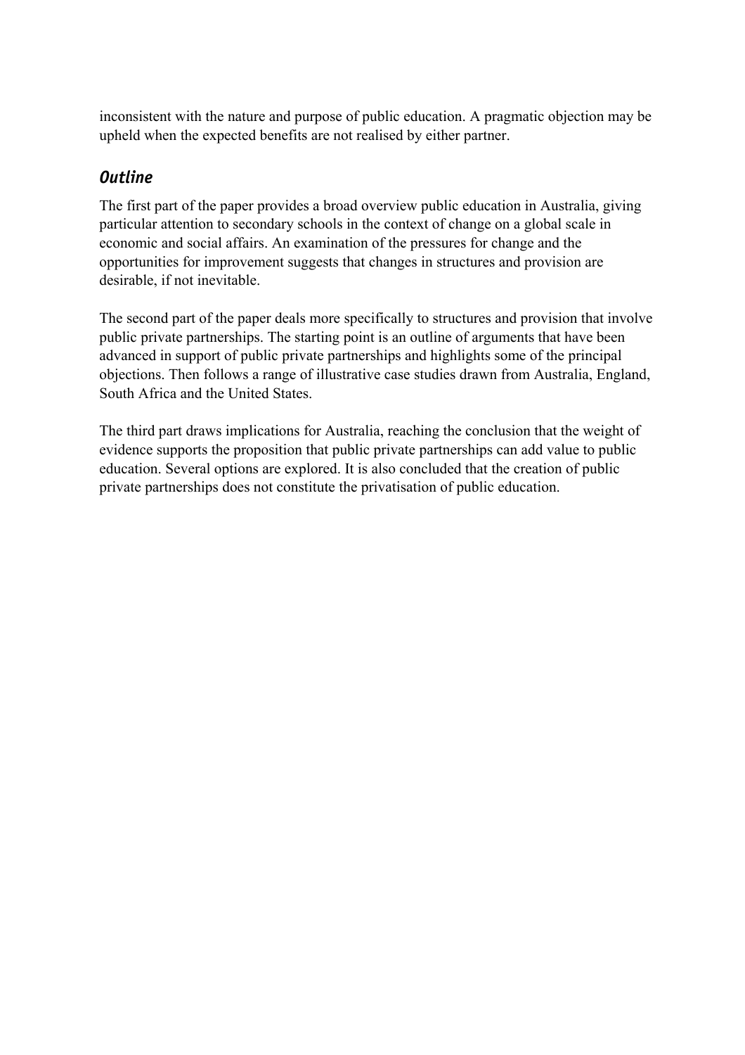inconsistent with the nature and purpose of public education. A pragmatic objection may be upheld when the expected benefits are not realised by either partner.

### *Outline*

The first part of the paper provides a broad overview public education in Australia, giving particular attention to secondary schools in the context of change on a global scale in economic and social affairs. An examination of the pressures for change and the opportunities for improvement suggests that changes in structures and provision are desirable, if not inevitable.

The second part of the paper deals more specifically to structures and provision that involve public private partnerships. The starting point is an outline of arguments that have been advanced in support of public private partnerships and highlights some of the principal objections. Then follows a range of illustrative case studies drawn from Australia, England, South Africa and the United States.

The third part draws implications for Australia, reaching the conclusion that the weight of evidence supports the proposition that public private partnerships can add value to public education. Several options are explored. It is also concluded that the creation of public private partnerships does not constitute the privatisation of public education.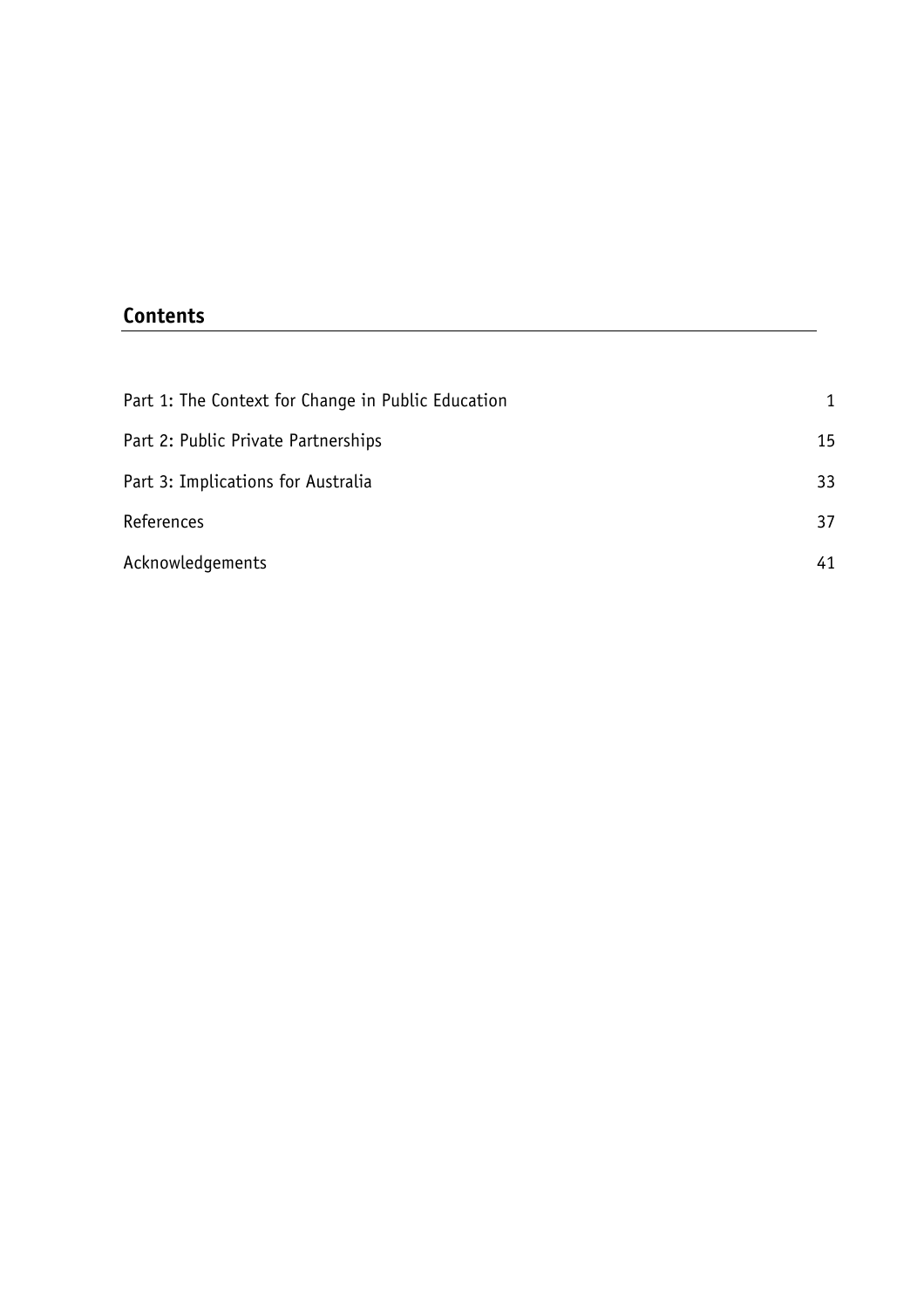## Contents

| | |
|---|---|
| Part 1: The Context for Change in Public Education | 1 |
| Part 2: Public Private Partnerships | 15 |
| Part 3: Implications for Australia | 33 |
| References | 37 |
| Acknowledgements | 41 |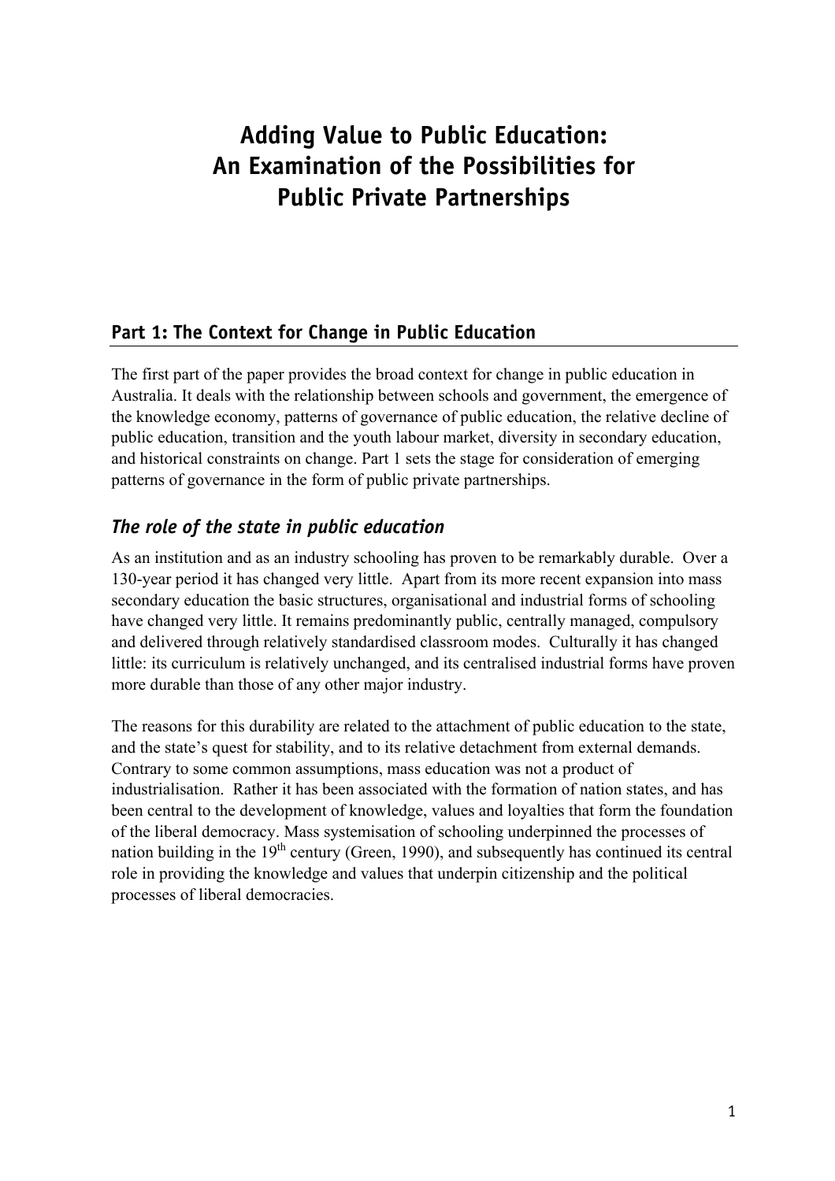# Adding Value to Public Education: An Examination of the Possibilities for Public Private Partnerships

## Part 1: The Context for Change in Public Education

The first part of the paper provides the broad context for change in public education in Australia. It deals with the relationship between schools and government, the emergence of the knowledge economy, patterns of governance of public education, the relative decline of public education, transition and the youth labour market, diversity in secondary education, and historical constraints on change. Part 1 sets the stage for consideration of emerging patterns of governance in the form of public private partnerships.

### *The role of the state in public education*

As an institution and as an industry schooling has proven to be remarkably durable. Over a 130-year period it has changed very little. Apart from its more recent expansion into mass secondary education the basic structures, organisational and industrial forms of schooling have changed very little. It remains predominantly public, centrally managed, compulsory and delivered through relatively standardised classroom modes. Culturally it has changed little: its curriculum is relatively unchanged, and its centralised industrial forms have proven more durable than those of any other major industry.

The reasons for this durability are related to the attachment of public education to the state, and the state's quest for stability, and to its relative detachment from external demands. Contrary to some common assumptions, mass education was not a product of industrialisation. Rather it has been associated with the formation of nation states, and has been central to the development of knowledge, values and loyalties that form the foundation of the liberal democracy. Mass systemisation of schooling underpinned the processes of nation building in the 19th century (Green, 1990), and subsequently has continued its central role in providing the knowledge and values that underpin citizenship and the political processes of liberal democracies.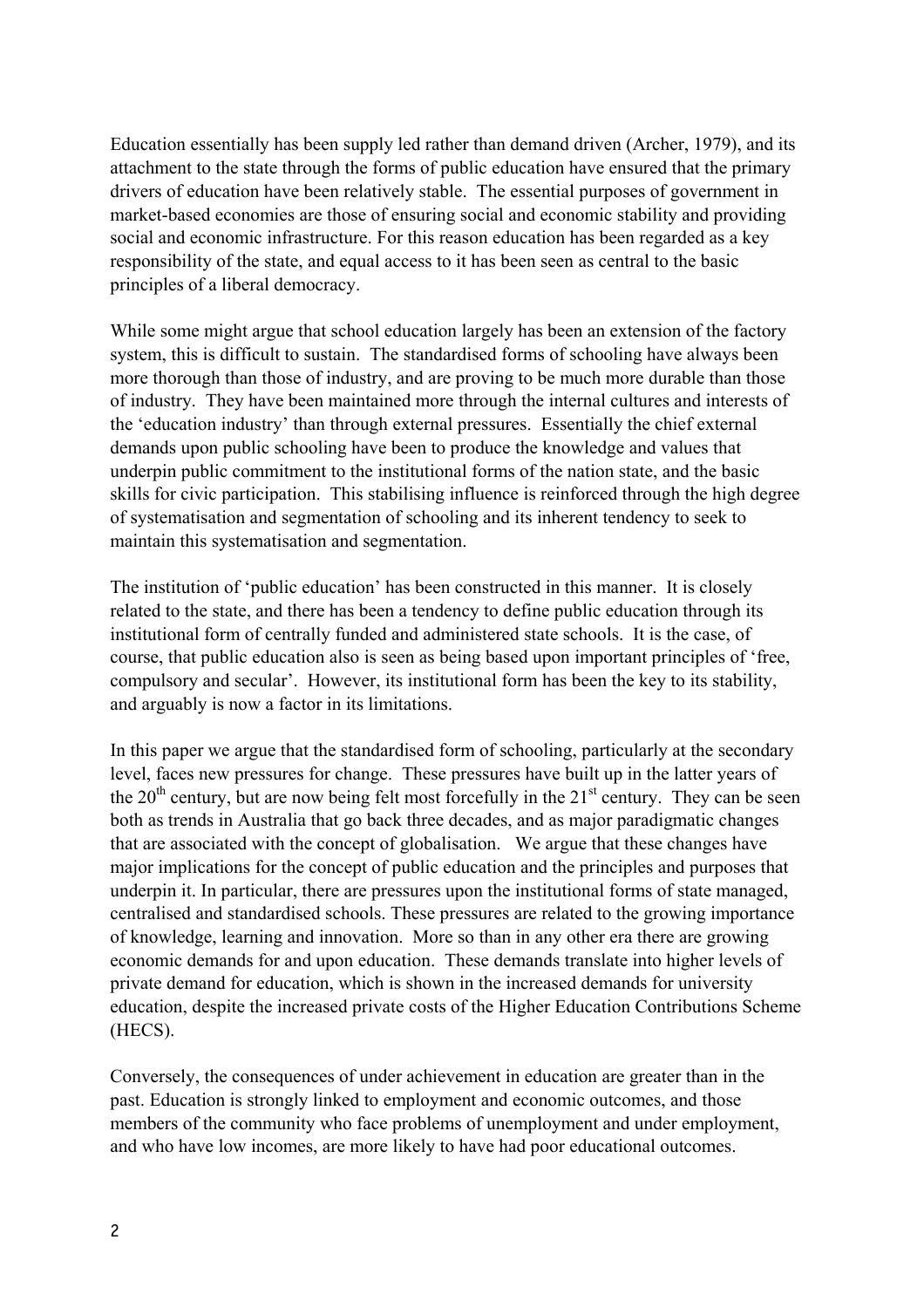Education essentially has been supply led rather than demand driven (Archer, 1979), and its attachment to the state through the forms of public education have ensured that the primary drivers of education have been relatively stable. The essential purposes of government in market-based economies are those of ensuring social and economic stability and providing social and economic infrastructure. For this reason education has been regarded as a key responsibility of the state, and equal access to it has been seen as central to the basic principles of a liberal democracy.

While some might argue that school education largely has been an extension of the factory system, this is difficult to sustain. The standardised forms of schooling have always been more thorough than those of industry, and are proving to be much more durable than those of industry. They have been maintained more through the internal cultures and interests of the 'education industry' than through external pressures. Essentially the chief external demands upon public schooling have been to produce the knowledge and values that underpin public commitment to the institutional forms of the nation state, and the basic skills for civic participation. This stabilising influence is reinforced through the high degree of systematisation and segmentation of schooling and its inherent tendency to seek to maintain this systematisation and segmentation.

The institution of 'public education' has been constructed in this manner. It is closely related to the state, and there has been a tendency to define public education through its institutional form of centrally funded and administered state schools. It is the case, of course, that public education also is seen as being based upon important principles of 'free, compulsory and secular'. However, its institutional form has been the key to its stability, and arguably is now a factor in its limitations.

In this paper we argue that the standardised form of schooling, particularly at the secondary level, faces new pressures for change. These pressures have built up in the latter years of the 20th century, but are now being felt most forcefully in the 21st century. They can be seen both as trends in Australia that go back three decades, and as major paradigmatic changes that are associated with the concept of globalisation. We argue that these changes have major implications for the concept of public education and the principles and purposes that underpin it. In particular, there are pressures upon the institutional forms of state managed, centralised and standardised schools. These pressures are related to the growing importance of knowledge, learning and innovation. More so than in any other era there are growing economic demands for and upon education. These demands translate into higher levels of private demand for education, which is shown in the increased demands for university education, despite the increased private costs of the Higher Education Contributions Scheme (HECS).

Conversely, the consequences of under achievement in education are greater than in the past. Education is strongly linked to employment and economic outcomes, and those members of the community who face problems of unemployment and under employment, and who have low incomes, are more likely to have had poor educational outcomes.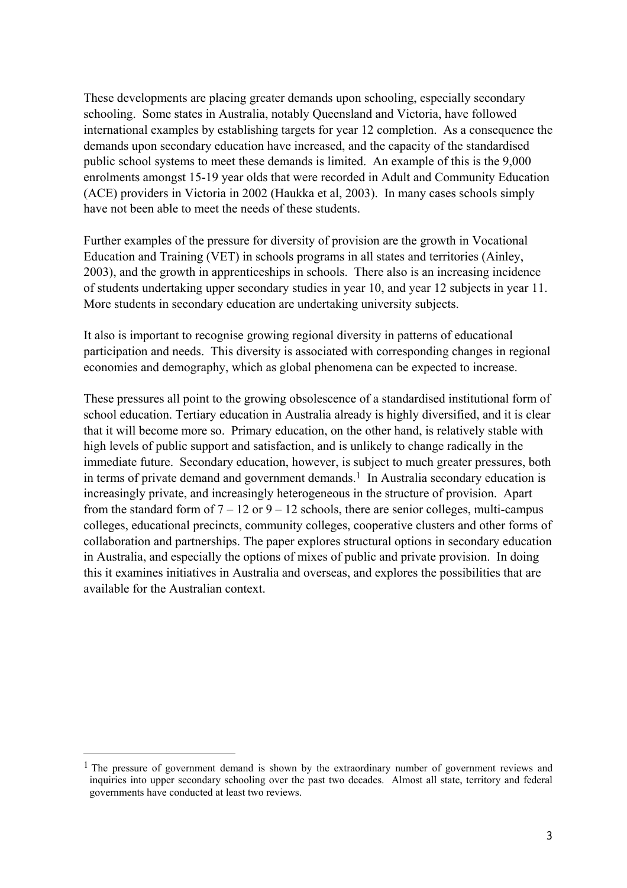These developments are placing greater demands upon schooling, especially secondary schooling. Some states in Australia, notably Queensland and Victoria, have followed international examples by establishing targets for year 12 completion. As a consequence the demands upon secondary education have increased, and the capacity of the standardised public school systems to meet these demands is limited. An example of this is the 9,000 enrolments amongst 15-19 year olds that were recorded in Adult and Community Education (ACE) providers in Victoria in 2002 (Haukka et al, 2003). In many cases schools simply have not been able to meet the needs of these students.

Further examples of the pressure for diversity of provision are the growth in Vocational Education and Training (VET) in schools programs in all states and territories (Ainley, 2003), and the growth in apprenticeships in schools. There also is an increasing incidence of students undertaking upper secondary studies in year 10, and year 12 subjects in year 11. More students in secondary education are undertaking university subjects.

It also is important to recognise growing regional diversity in patterns of educational participation and needs. This diversity is associated with corresponding changes in regional economies and demography, which as global phenomena can be expected to increase.

These pressures all point to the growing obsolescence of a standardised institutional form of school education. Tertiary education in Australia already is highly diversified, and it is clear that it will become more so. Primary education, on the other hand, is relatively stable with high levels of public support and satisfaction, and is unlikely to change radically in the immediate future. Secondary education, however, is subject to much greater pressures, both in terms of private demand and government demands.[1] In Australia secondary education is increasingly private, and increasingly heterogeneous in the structure of provision. Apart from the standard form of 7 – 12 or 9 – 12 schools, there are senior colleges, multi-campus colleges, educational precincts, community colleges, cooperative clusters and other forms of collaboration and partnerships. The paper explores structural options in secondary education in Australia, and especially the options of mixes of public and private provision. In doing this it examines initiatives in Australia and overseas, and explores the possibilities that are available for the Australian context.

---

[1] The pressure of government demand is shown by the extraordinary number of government reviews and inquiries into upper secondary schooling over the past two decades. Almost all state, territory and federal governments have conducted at least two reviews.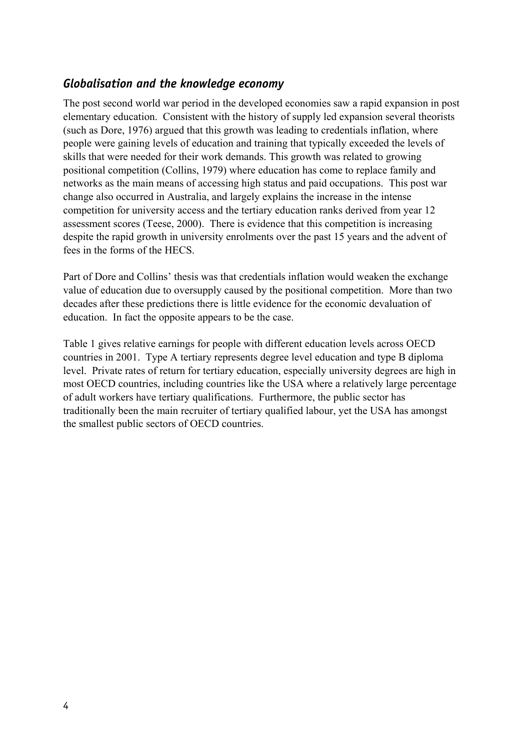## *Globalisation and the knowledge economy*

The post second world war period in the developed economies saw a rapid expansion in post elementary education. Consistent with the history of supply led expansion several theorists (such as Dore, 1976) argued that this growth was leading to credentials inflation, where people were gaining levels of education and training that typically exceeded the levels of skills that were needed for their work demands. This growth was related to growing positional competition (Collins, 1979) where education has come to replace family and networks as the main means of accessing high status and paid occupations. This post war change also occurred in Australia, and largely explains the increase in the intense competition for university access and the tertiary education ranks derived from year 12 assessment scores (Teese, 2000). There is evidence that this competition is increasing despite the rapid growth in university enrolments over the past 15 years and the advent of fees in the forms of the HECS.

Part of Dore and Collins' thesis was that credentials inflation would weaken the exchange value of education due to oversupply caused by the positional competition. More than two decades after these predictions there is little evidence for the economic devaluation of education. In fact the opposite appears to be the case.

Table 1 gives relative earnings for people with different education levels across OECD countries in 2001. Type A tertiary represents degree level education and type B diploma level. Private rates of return for tertiary education, especially university degrees are high in most OECD countries, including countries like the USA where a relatively large percentage of adult workers have tertiary qualifications. Furthermore, the public sector has traditionally been the main recruiter of tertiary qualified labour, yet the USA has amongst the smallest public sectors of OECD countries.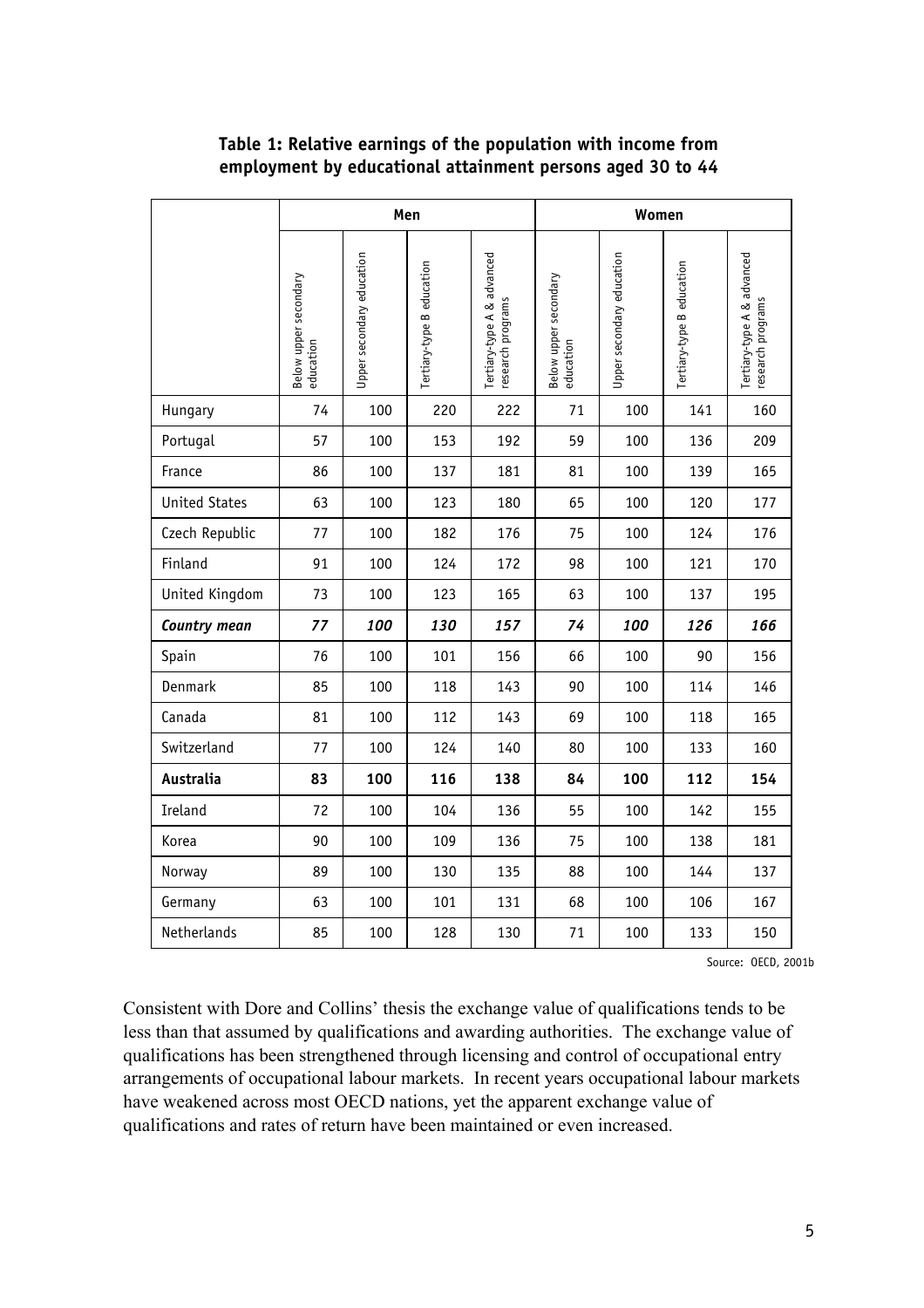**Table 1: Relative earnings of the population with income from employment by educational attainment persons aged 30 to 44**

| | Men | | | | Women | | | |
|---|---|---|---|---|---|---|---|---|
| | Below upper secondary education | Upper secondary education | Tertiary-type B education | Tertiary-type A & advanced research programs | Below upper secondary education | Upper secondary education | Tertiary-type B education | Tertiary-type A & advanced research programs |
| Hungary | 74 | 100 | 220 | 222 | 71 | 100 | 141 | 160 |
| Portugal | 57 | 100 | 153 | 192 | 59 | 100 | 136 | 209 |
| France | 86 | 100 | 137 | 181 | 81 | 100 | 139 | 165 |
| United States | 63 | 100 | 123 | 180 | 65 | 100 | 120 | 177 |
| Czech Republic | 77 | 100 | 182 | 176 | 75 | 100 | 124 | 176 |
| Finland | 91 | 100 | 124 | 172 | 98 | 100 | 121 | 170 |
| United Kingdom | 73 | 100 | 123 | 165 | 63 | 100 | 137 | 195 |
| ***Country mean*** | ***77*** | ***100*** | ***130*** | ***157*** | ***74*** | ***100*** | ***126*** | ***166*** |
| Spain | 76 | 100 | 101 | 156 | 66 | 100 | 90 | 156 |
| Denmark | 85 | 100 | 118 | 143 | 90 | 100 | 114 | 146 |
| Canada | 81 | 100 | 112 | 143 | 69 | 100 | 118 | 165 |
| Switzerland | 77 | 100 | 124 | 140 | 80 | 100 | 133 | 160 |
| **Australia** | **83** | **100** | **116** | **138** | **84** | **100** | **112** | **154** |
| Ireland | 72 | 100 | 104 | 136 | 55 | 100 | 142 | 155 |
| Korea | 90 | 100 | 109 | 136 | 75 | 100 | 138 | 181 |
| Norway | 89 | 100 | 130 | 135 | 88 | 100 | 144 | 137 |
| Germany | 63 | 100 | 101 | 131 | 68 | 100 | 106 | 167 |
| Netherlands | 85 | 100 | 128 | 130 | 71 | 100 | 133 | 150 |

Source: OECD, 2001b

Consistent with Dore and Collins' thesis the exchange value of qualifications tends to be less than that assumed by qualifications and awarding authorities. The exchange value of qualifications has been strengthened through licensing and control of occupational entry arrangements of occupational labour markets. In recent years occupational labour markets have weakened across most OECD nations, yet the apparent exchange value of qualifications and rates of return have been maintained or even increased.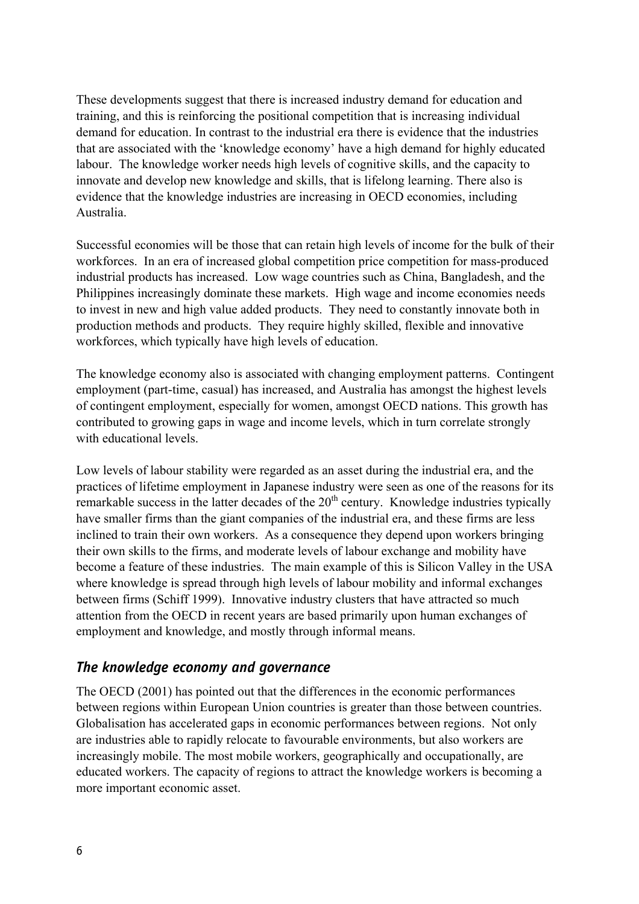These developments suggest that there is increased industry demand for education and training, and this is reinforcing the positional competition that is increasing individual demand for education. In contrast to the industrial era there is evidence that the industries that are associated with the 'knowledge economy' have a high demand for highly educated labour. The knowledge worker needs high levels of cognitive skills, and the capacity to innovate and develop new knowledge and skills, that is lifelong learning. There also is evidence that the knowledge industries are increasing in OECD economies, including Australia.

Successful economies will be those that can retain high levels of income for the bulk of their workforces. In an era of increased global competition price competition for mass-produced industrial products has increased. Low wage countries such as China, Bangladesh, and the Philippines increasingly dominate these markets. High wage and income economies needs to invest in new and high value added products. They need to constantly innovate both in production methods and products. They require highly skilled, flexible and innovative workforces, which typically have high levels of education.

The knowledge economy also is associated with changing employment patterns. Contingent employment (part-time, casual) has increased, and Australia has amongst the highest levels of contingent employment, especially for women, amongst OECD nations. This growth has contributed to growing gaps in wage and income levels, which in turn correlate strongly with educational levels.

Low levels of labour stability were regarded as an asset during the industrial era, and the practices of lifetime employment in Japanese industry were seen as one of the reasons for its remarkable success in the latter decades of the 20th century. Knowledge industries typically have smaller firms than the giant companies of the industrial era, and these firms are less inclined to train their own workers. As a consequence they depend upon workers bringing their own skills to the firms, and moderate levels of labour exchange and mobility have become a feature of these industries. The main example of this is Silicon Valley in the USA where knowledge is spread through high levels of labour mobility and informal exchanges between firms (Schiff 1999). Innovative industry clusters that have attracted so much attention from the OECD in recent years are based primarily upon human exchanges of employment and knowledge, and mostly through informal means.

### *The knowledge economy and governance*

The OECD (2001) has pointed out that the differences in the economic performances between regions within European Union countries is greater than those between countries. Globalisation has accelerated gaps in economic performances between regions. Not only are industries able to rapidly relocate to favourable environments, but also workers are increasingly mobile. The most mobile workers, geographically and occupationally, are educated workers. The capacity of regions to attract the knowledge workers is becoming a more important economic asset.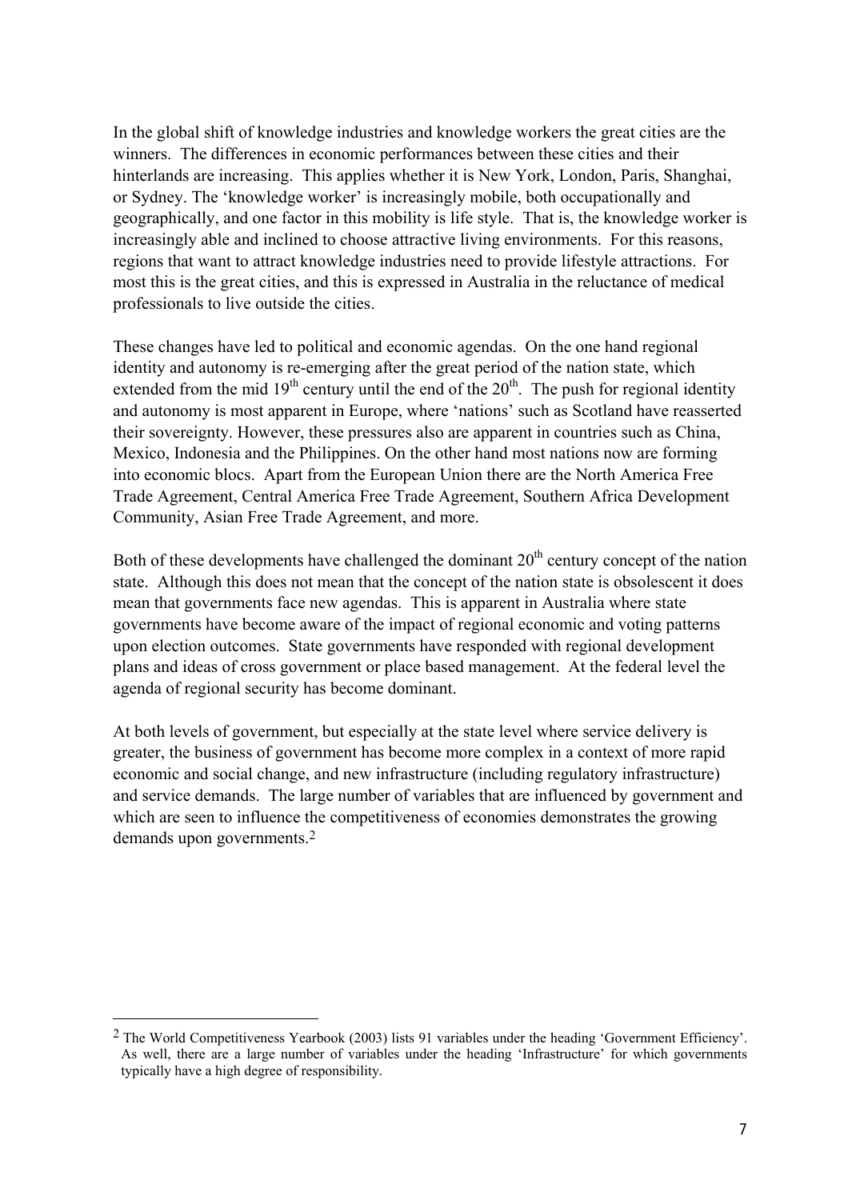In the global shift of knowledge industries and knowledge workers the great cities are the winners. The differences in economic performances between these cities and their hinterlands are increasing. This applies whether it is New York, London, Paris, Shanghai, or Sydney. The 'knowledge worker' is increasingly mobile, both occupationally and geographically, and one factor in this mobility is life style. That is, the knowledge worker is increasingly able and inclined to choose attractive living environments. For this reasons, regions that want to attract knowledge industries need to provide lifestyle attractions. For most this is the great cities, and this is expressed in Australia in the reluctance of medical professionals to live outside the cities.

These changes have led to political and economic agendas. On the one hand regional identity and autonomy is re-emerging after the great period of the nation state, which extended from the mid 19th century until the end of the 20th. The push for regional identity and autonomy is most apparent in Europe, where 'nations' such as Scotland have reasserted their sovereignty. However, these pressures also are apparent in countries such as China, Mexico, Indonesia and the Philippines. On the other hand most nations now are forming into economic blocs. Apart from the European Union there are the North America Free Trade Agreement, Central America Free Trade Agreement, Southern Africa Development Community, Asian Free Trade Agreement, and more.

Both of these developments have challenged the dominant 20th century concept of the nation state. Although this does not mean that the concept of the nation state is obsolescent it does mean that governments face new agendas. This is apparent in Australia where state governments have become aware of the impact of regional economic and voting patterns upon election outcomes. State governments have responded with regional development plans and ideas of cross government or place based management. At the federal level the agenda of regional security has become dominant.

At both levels of government, but especially at the state level where service delivery is greater, the business of government has become more complex in a context of more rapid economic and social change, and new infrastructure (including regulatory infrastructure) and service demands. The large number of variables that are influenced by government and which are seen to influence the competitiveness of economies demonstrates the growing demands upon governments.[2]

[2] The World Competitiveness Yearbook (2003) lists 91 variables under the heading 'Government Efficiency'. As well, there are a large number of variables under the heading 'Infrastructure' for which governments typically have a high degree of responsibility.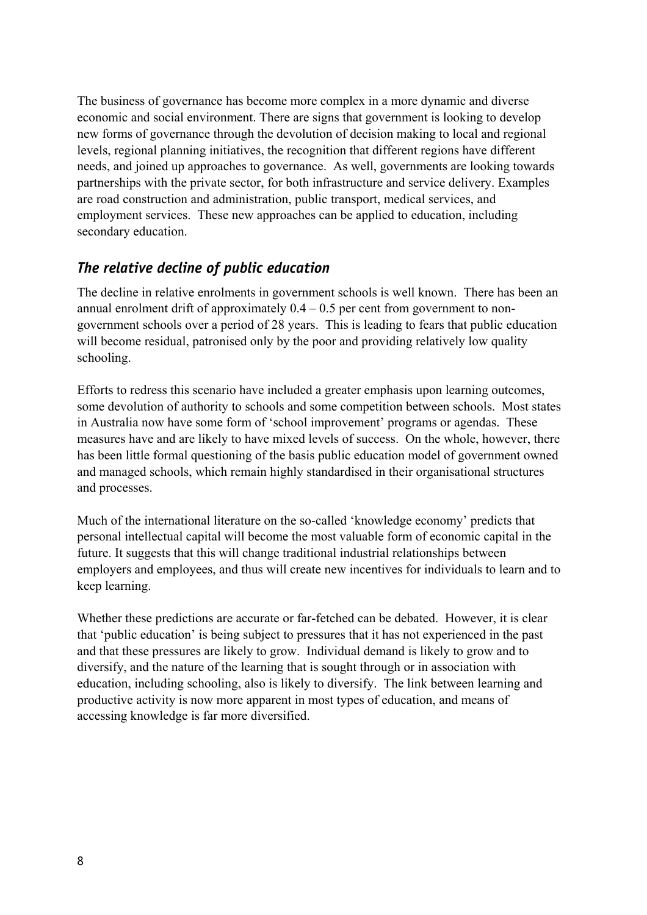The business of governance has become more complex in a more dynamic and diverse economic and social environment. There are signs that government is looking to develop new forms of governance through the devolution of decision making to local and regional levels, regional planning initiatives, the recognition that different regions have different needs, and joined up approaches to governance. As well, governments are looking towards partnerships with the private sector, for both infrastructure and service delivery. Examples are road construction and administration, public transport, medical services, and employment services. These new approaches can be applied to education, including secondary education.

## *The relative decline of public education*

The decline in relative enrolments in government schools is well known. There has been an annual enrolment drift of approximately 0.4 – 0.5 per cent from government to non-government schools over a period of 28 years. This is leading to fears that public education will become residual, patronised only by the poor and providing relatively low quality schooling.

Efforts to redress this scenario have included a greater emphasis upon learning outcomes, some devolution of authority to schools and some competition between schools. Most states in Australia now have some form of 'school improvement' programs or agendas. These measures have and are likely to have mixed levels of success. On the whole, however, there has been little formal questioning of the basis public education model of government owned and managed schools, which remain highly standardised in their organisational structures and processes.

Much of the international literature on the so-called 'knowledge economy' predicts that personal intellectual capital will become the most valuable form of economic capital in the future. It suggests that this will change traditional industrial relationships between employers and employees, and thus will create new incentives for individuals to learn and to keep learning.

Whether these predictions are accurate or far-fetched can be debated. However, it is clear that 'public education' is being subject to pressures that it has not experienced in the past and that these pressures are likely to grow. Individual demand is likely to grow and to diversify, and the nature of the learning that is sought through or in association with education, including schooling, also is likely to diversify. The link between learning and productive activity is now more apparent in most types of education, and means of accessing knowledge is far more diversified.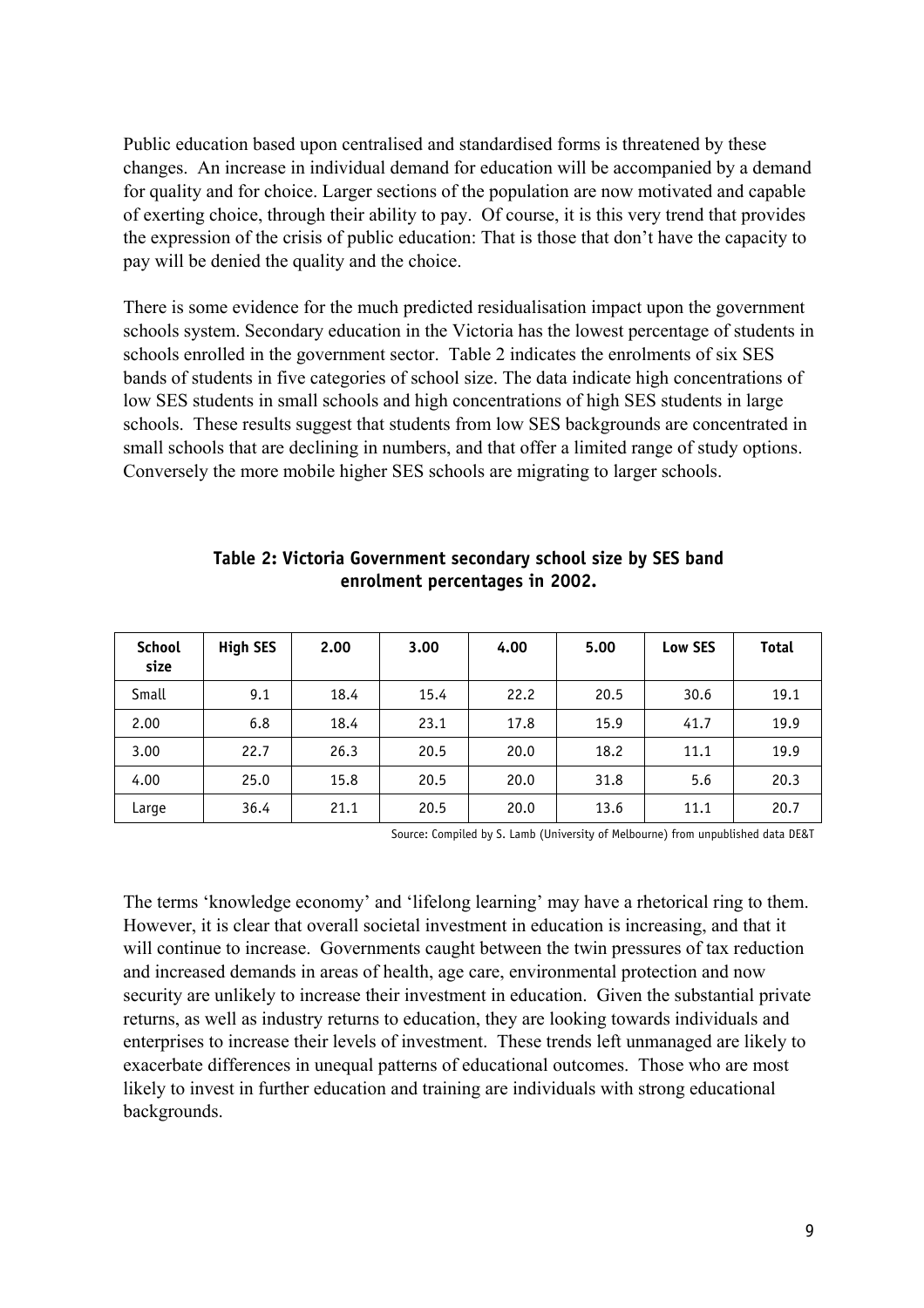Public education based upon centralised and standardised forms is threatened by these changes. An increase in individual demand for education will be accompanied by a demand for quality and for choice. Larger sections of the population are now motivated and capable of exerting choice, through their ability to pay. Of course, it is this very trend that provides the expression of the crisis of public education: That is those that don't have the capacity to pay will be denied the quality and the choice.

There is some evidence for the much predicted residualisation impact upon the government schools system. Secondary education in the Victoria has the lowest percentage of students in schools enrolled in the government sector. Table 2 indicates the enrolments of six SES bands of students in five categories of school size. The data indicate high concentrations of low SES students in small schools and high concentrations of high SES students in large schools. These results suggest that students from low SES backgrounds are concentrated in small schools that are declining in numbers, and that offer a limited range of study options. Conversely the more mobile higher SES schools are migrating to larger schools.

**Table 2: Victoria Government secondary school size by SES band enrolment percentages in 2002.**

| School size | High SES | 2.00 | 3.00 | 4.00 | 5.00 | Low SES | Total |
|---|---|---|---|---|---|---|---|
| Small | 9.1 | 18.4 | 15.4 | 22.2 | 20.5 | 30.6 | 19.1 |
| 2.00 | 6.8 | 18.4 | 23.1 | 17.8 | 15.9 | 41.7 | 19.9 |
| 3.00 | 22.7 | 26.3 | 20.5 | 20.0 | 18.2 | 11.1 | 19.9 |
| 4.00 | 25.0 | 15.8 | 20.5 | 20.0 | 31.8 | 5.6 | 20.3 |
| Large | 36.4 | 21.1 | 20.5 | 20.0 | 13.6 | 11.1 | 20.7 |

Source: Compiled by S. Lamb (University of Melbourne) from unpublished data DE&T

The terms 'knowledge economy' and 'lifelong learning' may have a rhetorical ring to them. However, it is clear that overall societal investment in education is increasing, and that it will continue to increase. Governments caught between the twin pressures of tax reduction and increased demands in areas of health, age care, environmental protection and now security are unlikely to increase their investment in education. Given the substantial private returns, as well as industry returns to education, they are looking towards individuals and enterprises to increase their levels of investment. These trends left unmanaged are likely to exacerbate differences in unequal patterns of educational outcomes. Those who are most likely to invest in further education and training are individuals with strong educational backgrounds.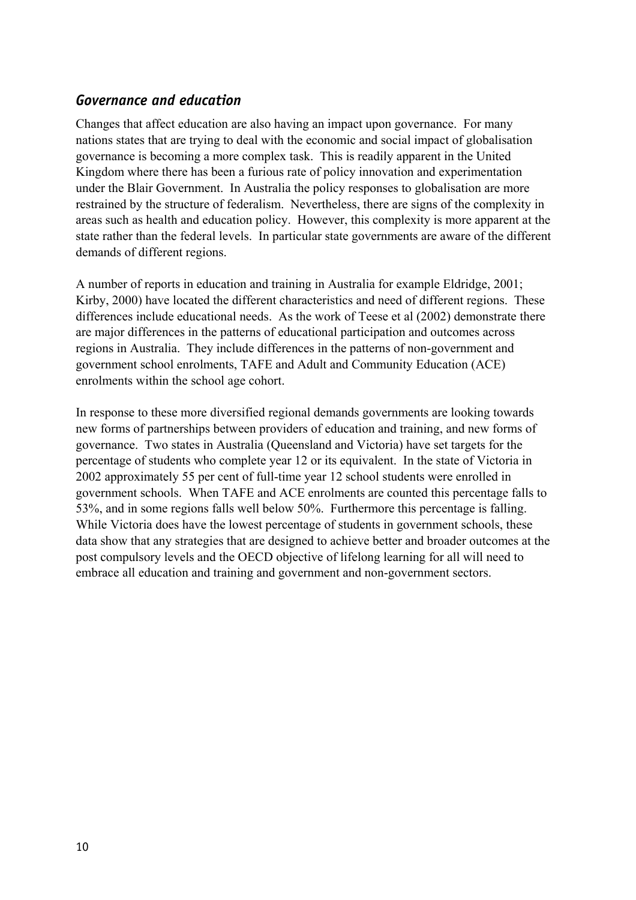## *Governance and education*

Changes that affect education are also having an impact upon governance. For many nations states that are trying to deal with the economic and social impact of globalisation governance is becoming a more complex task. This is readily apparent in the United Kingdom where there has been a furious rate of policy innovation and experimentation under the Blair Government. In Australia the policy responses to globalisation are more restrained by the structure of federalism. Nevertheless, there are signs of the complexity in areas such as health and education policy. However, this complexity is more apparent at the state rather than the federal levels. In particular state governments are aware of the different demands of different regions.

A number of reports in education and training in Australia for example Eldridge, 2001; Kirby, 2000) have located the different characteristics and need of different regions. These differences include educational needs. As the work of Teese et al (2002) demonstrate there are major differences in the patterns of educational participation and outcomes across regions in Australia. They include differences in the patterns of non-government and government school enrolments, TAFE and Adult and Community Education (ACE) enrolments within the school age cohort.

In response to these more diversified regional demands governments are looking towards new forms of partnerships between providers of education and training, and new forms of governance. Two states in Australia (Queensland and Victoria) have set targets for the percentage of students who complete year 12 or its equivalent. In the state of Victoria in 2002 approximately 55 per cent of full-time year 12 school students were enrolled in government schools. When TAFE and ACE enrolments are counted this percentage falls to 53%, and in some regions falls well below 50%. Furthermore this percentage is falling. While Victoria does have the lowest percentage of students in government schools, these data show that any strategies that are designed to achieve better and broader outcomes at the post compulsory levels and the OECD objective of lifelong learning for all will need to embrace all education and training and government and non-government sectors.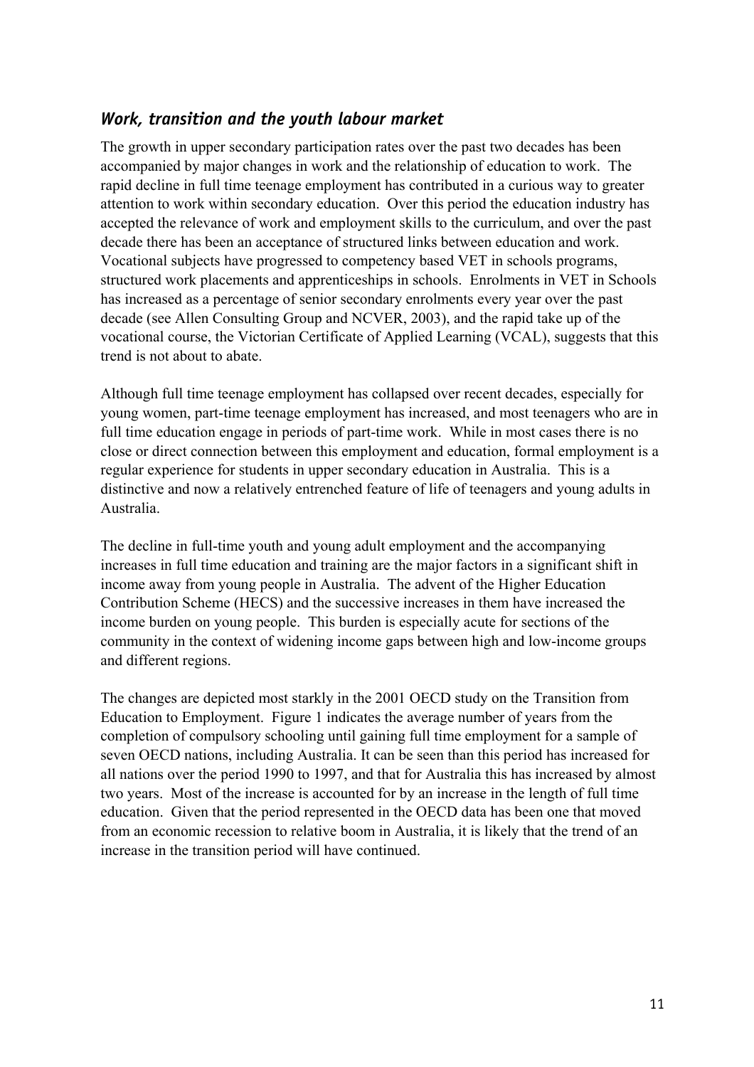## *Work, transition and the youth labour market*

The growth in upper secondary participation rates over the past two decades has been accompanied by major changes in work and the relationship of education to work. The rapid decline in full time teenage employment has contributed in a curious way to greater attention to work within secondary education. Over this period the education industry has accepted the relevance of work and employment skills to the curriculum, and over the past decade there has been an acceptance of structured links between education and work. Vocational subjects have progressed to competency based VET in schools programs, structured work placements and apprenticeships in schools. Enrolments in VET in Schools has increased as a percentage of senior secondary enrolments every year over the past decade (see Allen Consulting Group and NCVER, 2003), and the rapid take up of the vocational course, the Victorian Certificate of Applied Learning (VCAL), suggests that this trend is not about to abate.

Although full time teenage employment has collapsed over recent decades, especially for young women, part-time teenage employment has increased, and most teenagers who are in full time education engage in periods of part-time work. While in most cases there is no close or direct connection between this employment and education, formal employment is a regular experience for students in upper secondary education in Australia. This is a distinctive and now a relatively entrenched feature of life of teenagers and young adults in Australia.

The decline in full-time youth and young adult employment and the accompanying increases in full time education and training are the major factors in a significant shift in income away from young people in Australia. The advent of the Higher Education Contribution Scheme (HECS) and the successive increases in them have increased the income burden on young people. This burden is especially acute for sections of the community in the context of widening income gaps between high and low-income groups and different regions.

The changes are depicted most starkly in the 2001 OECD study on the Transition from Education to Employment. Figure 1 indicates the average number of years from the completion of compulsory schooling until gaining full time employment for a sample of seven OECD nations, including Australia. It can be seen than this period has increased for all nations over the period 1990 to 1997, and that for Australia this has increased by almost two years. Most of the increase is accounted for by an increase in the length of full time education. Given that the period represented in the OECD data has been one that moved from an economic recession to relative boom in Australia, it is likely that the trend of an increase in the transition period will have continued.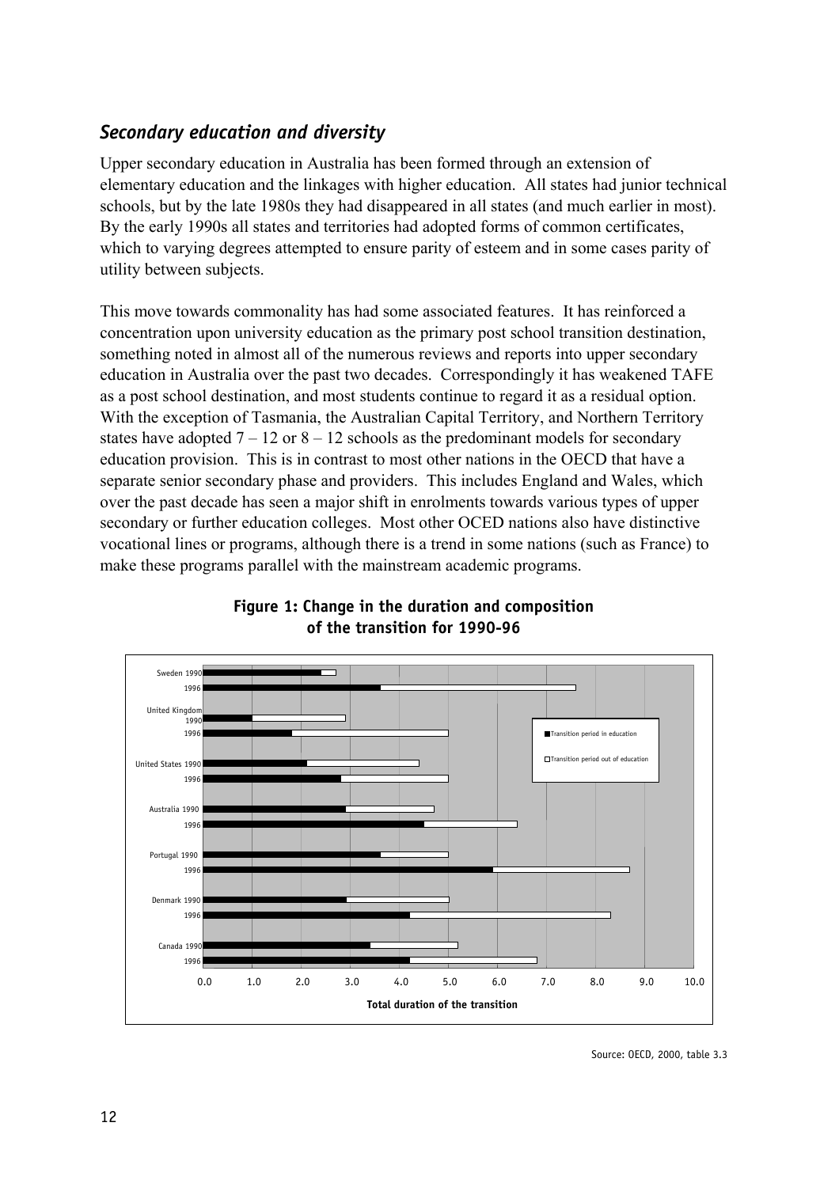## *Secondary education and diversity*

Upper secondary education in Australia has been formed through an extension of elementary education and the linkages with higher education. All states had junior technical schools, but by the late 1980s they had disappeared in all states (and much earlier in most). By the early 1990s all states and territories had adopted forms of common certificates, which to varying degrees attempted to ensure parity of esteem and in some cases parity of utility between subjects.

This move towards commonality has had some associated features. It has reinforced a concentration upon university education as the primary post school transition destination, something noted in almost all of the numerous reviews and reports into upper secondary education in Australia over the past two decades. Correspondingly it has weakened TAFE as a post school destination, and most students continue to regard it as a residual option. With the exception of Tasmania, the Australian Capital Territory, and Northern Territory states have adopted 7 – 12 or 8 – 12 schools as the predominant models for secondary education provision. This is in contrast to most other nations in the OECD that have a separate senior secondary phase and providers. This includes England and Wales, which over the past decade has seen a major shift in enrolments towards various types of upper secondary or further education colleges. Most other OCED nations also have distinctive vocational lines or programs, although there is a trend in some nations (such as France) to make these programs parallel with the mainstream academic programs.

**Figure 1: Change in the duration and composition of the transition for 1990-96**

Source: OECD, 2000, table 3.3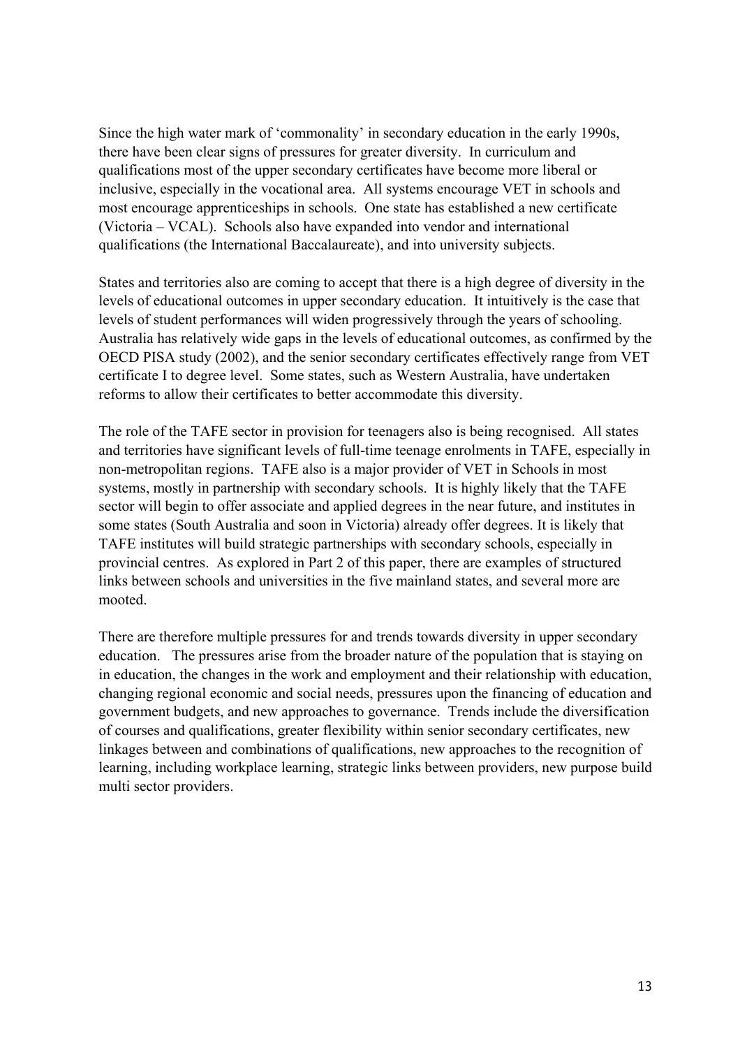Since the high water mark of 'commonality' in secondary education in the early 1990s, there have been clear signs of pressures for greater diversity. In curriculum and qualifications most of the upper secondary certificates have become more liberal or inclusive, especially in the vocational area. All systems encourage VET in schools and most encourage apprenticeships in schools. One state has established a new certificate (Victoria – VCAL). Schools also have expanded into vendor and international qualifications (the International Baccalaureate), and into university subjects.

States and territories also are coming to accept that there is a high degree of diversity in the levels of educational outcomes in upper secondary education. It intuitively is the case that levels of student performances will widen progressively through the years of schooling. Australia has relatively wide gaps in the levels of educational outcomes, as confirmed by the OECD PISA study (2002), and the senior secondary certificates effectively range from VET certificate I to degree level. Some states, such as Western Australia, have undertaken reforms to allow their certificates to better accommodate this diversity.

The role of the TAFE sector in provision for teenagers also is being recognised. All states and territories have significant levels of full-time teenage enrolments in TAFE, especially in non-metropolitan regions. TAFE also is a major provider of VET in Schools in most systems, mostly in partnership with secondary schools. It is highly likely that the TAFE sector will begin to offer associate and applied degrees in the near future, and institutes in some states (South Australia and soon in Victoria) already offer degrees. It is likely that TAFE institutes will build strategic partnerships with secondary schools, especially in provincial centres. As explored in Part 2 of this paper, there are examples of structured links between schools and universities in the five mainland states, and several more are mooted.

There are therefore multiple pressures for and trends towards diversity in upper secondary education. The pressures arise from the broader nature of the population that is staying on in education, the changes in the work and employment and their relationship with education, changing regional economic and social needs, pressures upon the financing of education and government budgets, and new approaches to governance. Trends include the diversification of courses and qualifications, greater flexibility within senior secondary certificates, new linkages between and combinations of qualifications, new approaches to the recognition of learning, including workplace learning, strategic links between providers, new purpose build multi sector providers.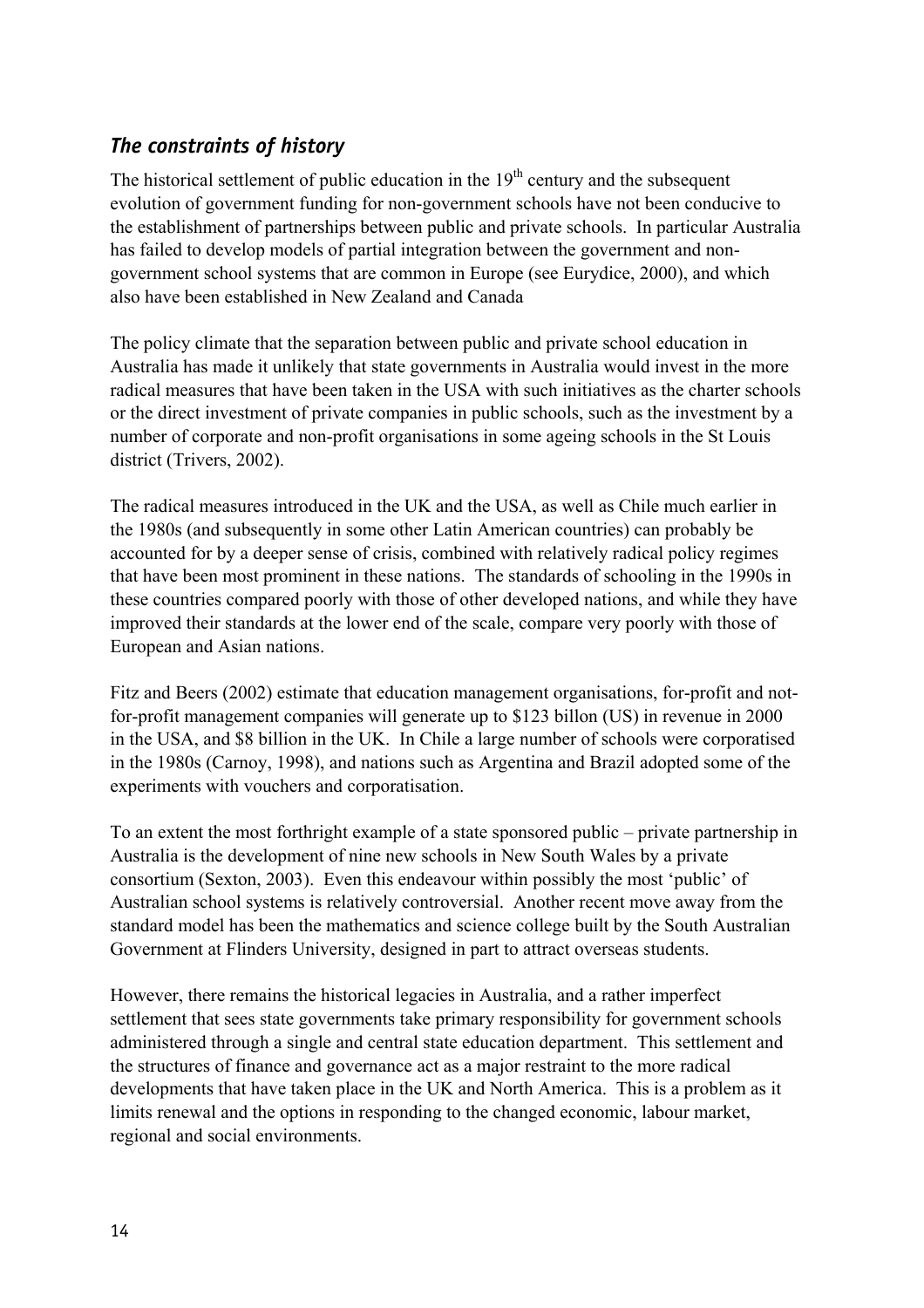## *The constraints of history*

The historical settlement of public education in the 19th century and the subsequent evolution of government funding for non-government schools have not been conducive to the establishment of partnerships between public and private schools. In particular Australia has failed to develop models of partial integration between the government and non-government school systems that are common in Europe (see Eurydice, 2000), and which also have been established in New Zealand and Canada

The policy climate that the separation between public and private school education in Australia has made it unlikely that state governments in Australia would invest in the more radical measures that have been taken in the USA with such initiatives as the charter schools or the direct investment of private companies in public schools, such as the investment by a number of corporate and non-profit organisations in some ageing schools in the St Louis district (Trivers, 2002).

The radical measures introduced in the UK and the USA, as well as Chile much earlier in the 1980s (and subsequently in some other Latin American countries) can probably be accounted for by a deeper sense of crisis, combined with relatively radical policy regimes that have been most prominent in these nations. The standards of schooling in the 1990s in these countries compared poorly with those of other developed nations, and while they have improved their standards at the lower end of the scale, compare very poorly with those of European and Asian nations.

Fitz and Beers (2002) estimate that education management organisations, for-profit and not-for-profit management companies will generate up to $123 billon (US) in revenue in 2000 in the USA, and $8 billion in the UK. In Chile a large number of schools were corporatised in the 1980s (Carnoy, 1998), and nations such as Argentina and Brazil adopted some of the experiments with vouchers and corporatisation.

To an extent the most forthright example of a state sponsored public – private partnership in Australia is the development of nine new schools in New South Wales by a private consortium (Sexton, 2003). Even this endeavour within possibly the most 'public' of Australian school systems is relatively controversial. Another recent move away from the standard model has been the mathematics and science college built by the South Australian Government at Flinders University, designed in part to attract overseas students.

However, there remains the historical legacies in Australia, and a rather imperfect settlement that sees state governments take primary responsibility for government schools administered through a single and central state education department. This settlement and the structures of finance and governance act as a major restraint to the more radical developments that have taken place in the UK and North America. This is a problem as it limits renewal and the options in responding to the changed economic, labour market, regional and social environments.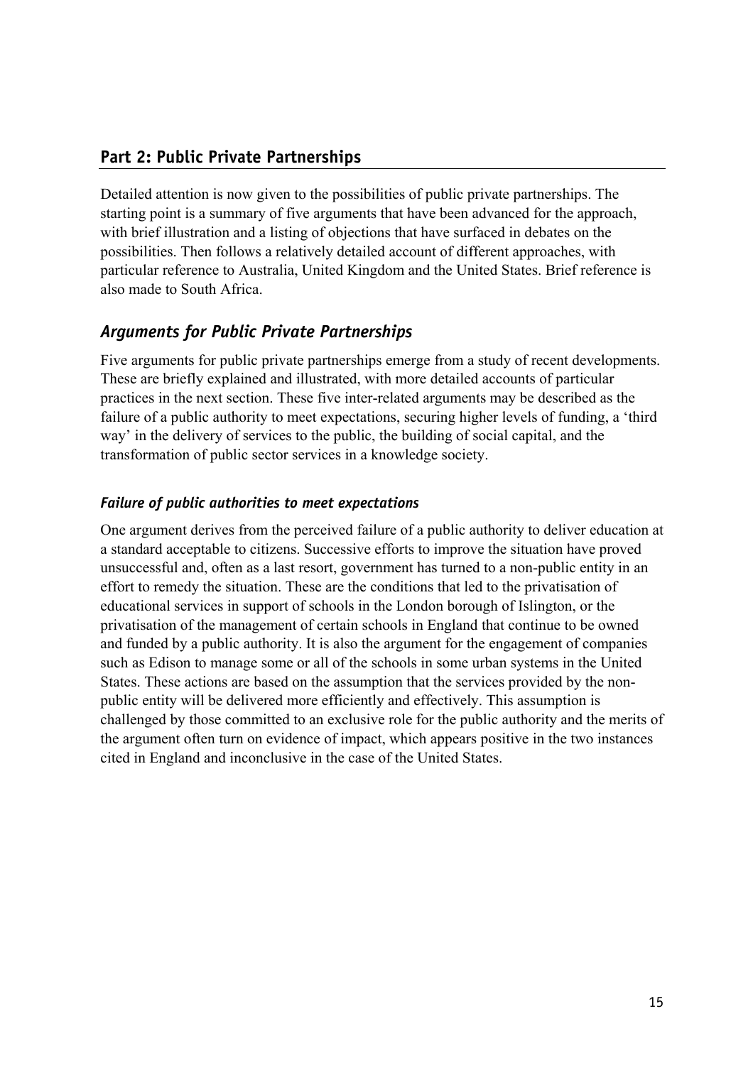## Part 2: Public Private Partnerships

Detailed attention is now given to the possibilities of public private partnerships. The starting point is a summary of five arguments that have been advanced for the approach, with brief illustration and a listing of objections that have surfaced in debates on the possibilities. Then follows a relatively detailed account of different approaches, with particular reference to Australia, United Kingdom and the United States. Brief reference is also made to South Africa.

### *Arguments for Public Private Partnerships*

Five arguments for public private partnerships emerge from a study of recent developments. These are briefly explained and illustrated, with more detailed accounts of particular practices in the next section. These five inter-related arguments may be described as the failure of a public authority to meet expectations, securing higher levels of funding, a 'third way' in the delivery of services to the public, the building of social capital, and the transformation of public sector services in a knowledge society.

#### *Failure of public authorities to meet expectations*

One argument derives from the perceived failure of a public authority to deliver education at a standard acceptable to citizens. Successive efforts to improve the situation have proved unsuccessful and, often as a last resort, government has turned to a non-public entity in an effort to remedy the situation. These are the conditions that led to the privatisation of educational services in support of schools in the London borough of Islington, or the privatisation of the management of certain schools in England that continue to be owned and funded by a public authority. It is also the argument for the engagement of companies such as Edison to manage some or all of the schools in some urban systems in the United States. These actions are based on the assumption that the services provided by the non-public entity will be delivered more efficiently and effectively. This assumption is challenged by those committed to an exclusive role for the public authority and the merits of the argument often turn on evidence of impact, which appears positive in the two instances cited in England and inconclusive in the case of the United States.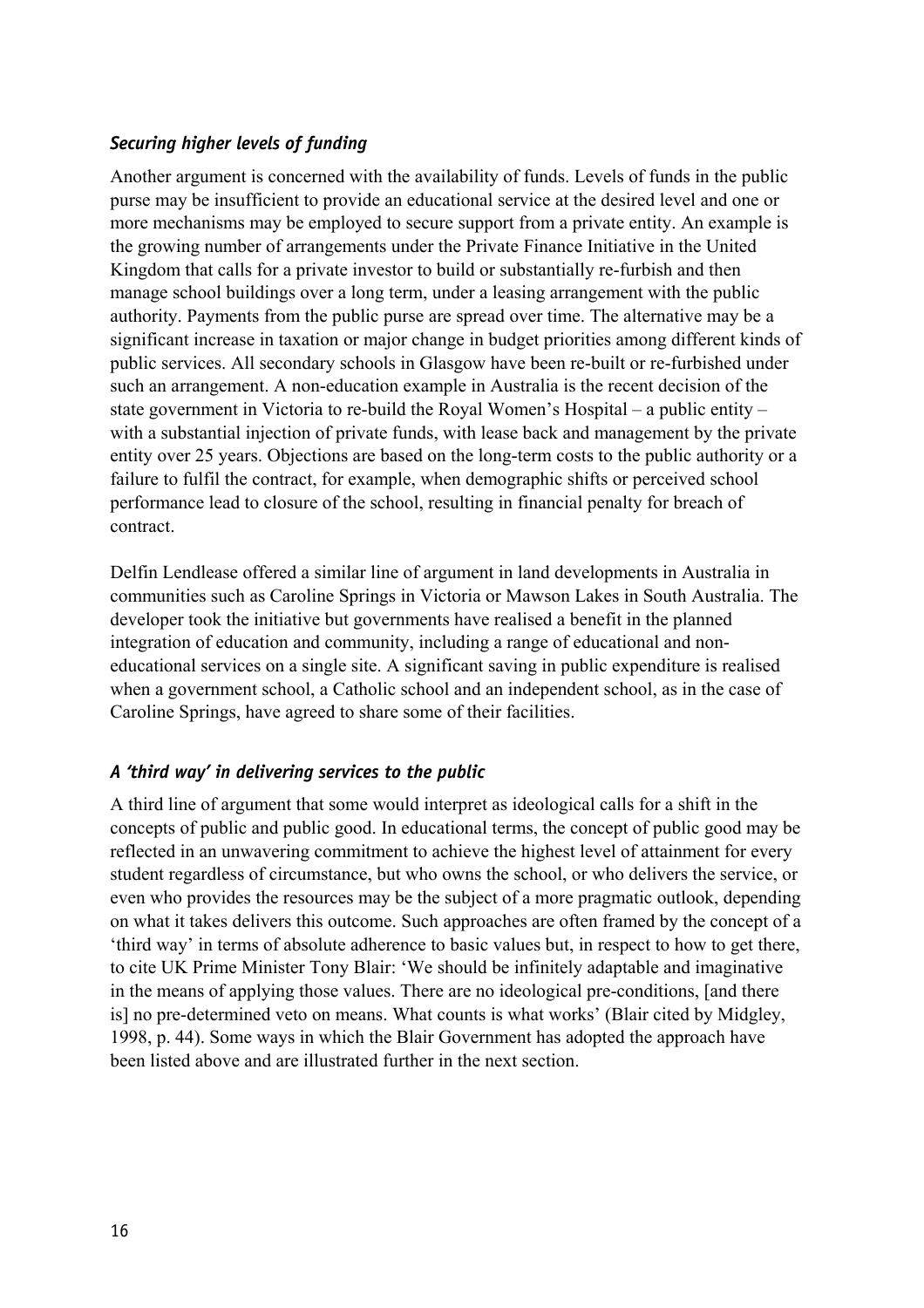### *Securing higher levels of funding*

Another argument is concerned with the availability of funds. Levels of funds in the public purse may be insufficient to provide an educational service at the desired level and one or more mechanisms may be employed to secure support from a private entity. An example is the growing number of arrangements under the Private Finance Initiative in the United Kingdom that calls for a private investor to build or substantially re-furbish and then manage school buildings over a long term, under a leasing arrangement with the public authority. Payments from the public purse are spread over time. The alternative may be a significant increase in taxation or major change in budget priorities among different kinds of public services. All secondary schools in Glasgow have been re-built or re-furbished under such an arrangement. A non-education example in Australia is the recent decision of the state government in Victoria to re-build the Royal Women's Hospital – a public entity – with a substantial injection of private funds, with lease back and management by the private entity over 25 years. Objections are based on the long-term costs to the public authority or a failure to fulfil the contract, for example, when demographic shifts or perceived school performance lead to closure of the school, resulting in financial penalty for breach of contract.

Delfin Lendlease offered a similar line of argument in land developments in Australia in communities such as Caroline Springs in Victoria or Mawson Lakes in South Australia. The developer took the initiative but governments have realised a benefit in the planned integration of education and community, including a range of educational and non-educational services on a single site. A significant saving in public expenditure is realised when a government school, a Catholic school and an independent school, as in the case of Caroline Springs, have agreed to share some of their facilities.

### *A 'third way' in delivering services to the public*

A third line of argument that some would interpret as ideological calls for a shift in the concepts of public and public good. In educational terms, the concept of public good may be reflected in an unwavering commitment to achieve the highest level of attainment for every student regardless of circumstance, but who owns the school, or who delivers the service, or even who provides the resources may be the subject of a more pragmatic outlook, depending on what it takes delivers this outcome. Such approaches are often framed by the concept of a 'third way' in terms of absolute adherence to basic values but, in respect to how to get there, to cite UK Prime Minister Tony Blair: 'We should be infinitely adaptable and imaginative in the means of applying those values. There are no ideological pre-conditions, [and there is] no pre-determined veto on means. What counts is what works' (Blair cited by Midgley, 1998, p. 44). Some ways in which the Blair Government has adopted the approach have been listed above and are illustrated further in the next section.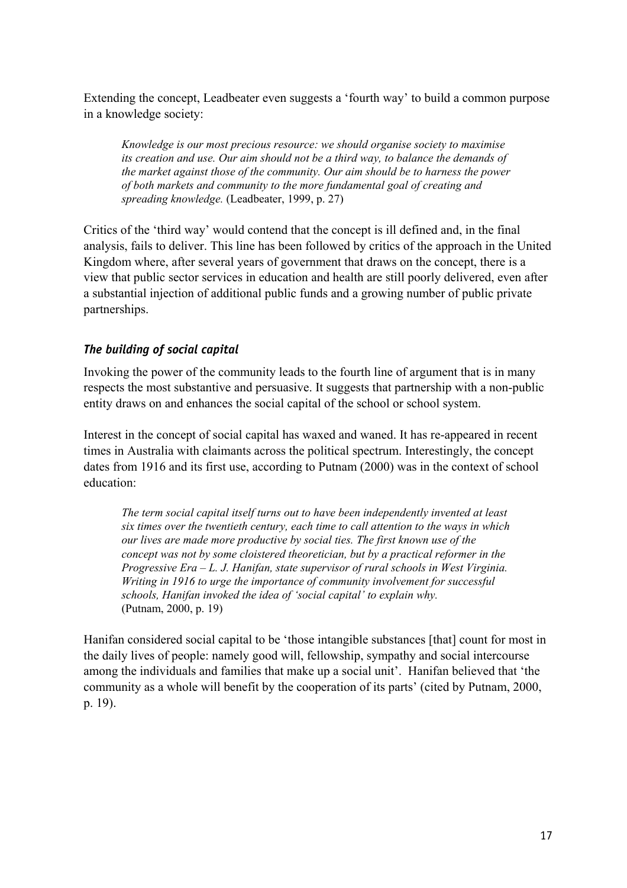Extending the concept, Leadbeater even suggests a 'fourth way' to build a common purpose in a knowledge society:

> *Knowledge is our most precious resource: we should organise society to maximise its creation and use. Our aim should not be a third way, to balance the demands of the market against those of the community. Our aim should be to harness the power of both markets and community to the more fundamental goal of creating and spreading knowledge.* (Leadbeater, 1999, p. 27)

Critics of the 'third way' would contend that the concept is ill defined and, in the final analysis, fails to deliver. This line has been followed by critics of the approach in the United Kingdom where, after several years of government that draws on the concept, there is a view that public sector services in education and health are still poorly delivered, even after a substantial injection of additional public funds and a growing number of public private partnerships.

### *The building of social capital*

Invoking the power of the community leads to the fourth line of argument that is in many respects the most substantive and persuasive. It suggests that partnership with a non-public entity draws on and enhances the social capital of the school or school system.

Interest in the concept of social capital has waxed and waned. It has re-appeared in recent times in Australia with claimants across the political spectrum. Interestingly, the concept dates from 1916 and its first use, according to Putnam (2000) was in the context of school education:

> *The term social capital itself turns out to have been independently invented at least six times over the twentieth century, each time to call attention to the ways in which our lives are made more productive by social ties. The first known use of the concept was not by some cloistered theoretician, but by a practical reformer in the Progressive Era – L. J. Hanifan, state supervisor of rural schools in West Virginia. Writing in 1916 to urge the importance of community involvement for successful schools, Hanifan invoked the idea of 'social capital' to explain why.* (Putnam, 2000, p. 19)

Hanifan considered social capital to be 'those intangible substances [that] count for most in the daily lives of people: namely good will, fellowship, sympathy and social intercourse among the individuals and families that make up a social unit'. Hanifan believed that 'the community as a whole will benefit by the cooperation of its parts' (cited by Putnam, 2000, p. 19).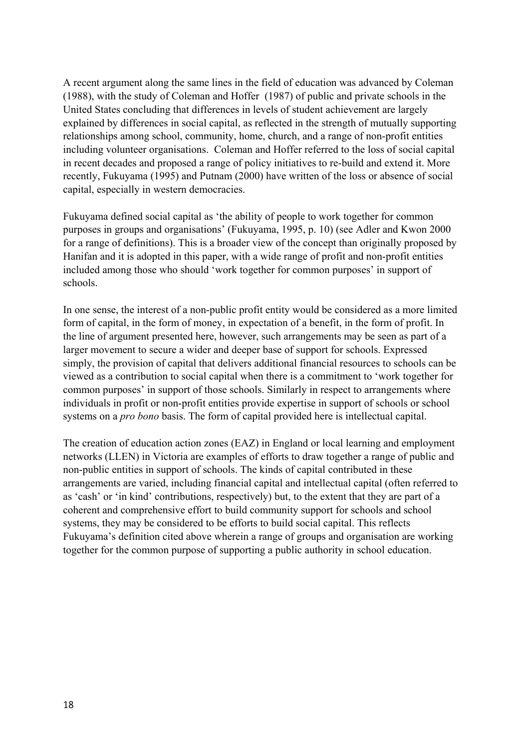A recent argument along the same lines in the field of education was advanced by Coleman (1988), with the study of Coleman and Hoffer (1987) of public and private schools in the United States concluding that differences in levels of student achievement are largely explained by differences in social capital, as reflected in the strength of mutually supporting relationships among school, community, home, church, and a range of non-profit entities including volunteer organisations. Coleman and Hoffer referred to the loss of social capital in recent decades and proposed a range of policy initiatives to re-build and extend it. More recently, Fukuyama (1995) and Putnam (2000) have written of the loss or absence of social capital, especially in western democracies.

Fukuyama defined social capital as 'the ability of people to work together for common purposes in groups and organisations' (Fukuyama, 1995, p. 10) (see Adler and Kwon 2000 for a range of definitions). This is a broader view of the concept than originally proposed by Hanifan and it is adopted in this paper, with a wide range of profit and non-profit entities included among those who should 'work together for common purposes' in support of schools.

In one sense, the interest of a non-public profit entity would be considered as a more limited form of capital, in the form of money, in expectation of a benefit, in the form of profit. In the line of argument presented here, however, such arrangements may be seen as part of a larger movement to secure a wider and deeper base of support for schools. Expressed simply, the provision of capital that delivers additional financial resources to schools can be viewed as a contribution to social capital when there is a commitment to 'work together for common purposes' in support of those schools. Similarly in respect to arrangements where individuals in profit or non-profit entities provide expertise in support of schools or school systems on a *pro bono* basis. The form of capital provided here is intellectual capital.

The creation of education action zones (EAZ) in England or local learning and employment networks (LLEN) in Victoria are examples of efforts to draw together a range of public and non-public entities in support of schools. The kinds of capital contributed in these arrangements are varied, including financial capital and intellectual capital (often referred to as 'cash' or 'in kind' contributions, respectively) but, to the extent that they are part of a coherent and comprehensive effort to build community support for schools and school systems, they may be considered to be efforts to build social capital. This reflects Fukuyama's definition cited above wherein a range of groups and organisation are working together for the common purpose of supporting a public authority in school education.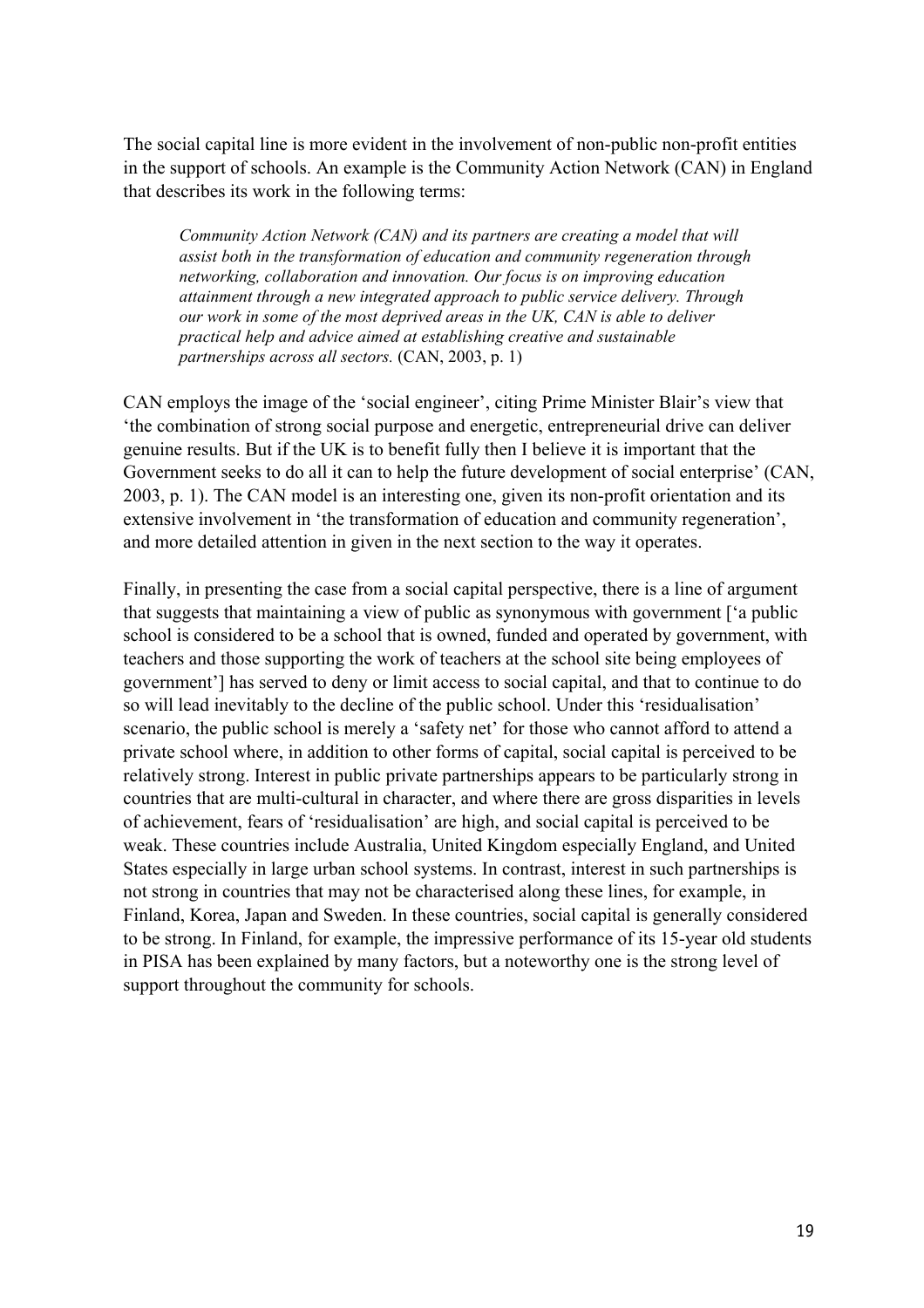The social capital line is more evident in the involvement of non-public non-profit entities in the support of schools. An example is the Community Action Network (CAN) in England that describes its work in the following terms:

> *Community Action Network (CAN) and its partners are creating a model that will assist both in the transformation of education and community regeneration through networking, collaboration and innovation. Our focus is on improving education attainment through a new integrated approach to public service delivery. Through our work in some of the most deprived areas in the UK, CAN is able to deliver practical help and advice aimed at establishing creative and sustainable partnerships across all sectors.* (CAN, 2003, p. 1)

CAN employs the image of the 'social engineer', citing Prime Minister Blair's view that 'the combination of strong social purpose and energetic, entrepreneurial drive can deliver genuine results. But if the UK is to benefit fully then I believe it is important that the Government seeks to do all it can to help the future development of social enterprise' (CAN, 2003, p. 1). The CAN model is an interesting one, given its non-profit orientation and its extensive involvement in 'the transformation of education and community regeneration', and more detailed attention in given in the next section to the way it operates.

Finally, in presenting the case from a social capital perspective, there is a line of argument that suggests that maintaining a view of public as synonymous with government ['a public school is considered to be a school that is owned, funded and operated by government, with teachers and those supporting the work of teachers at the school site being employees of government'] has served to deny or limit access to social capital, and that to continue to do so will lead inevitably to the decline of the public school. Under this 'residualisation' scenario, the public school is merely a 'safety net' for those who cannot afford to attend a private school where, in addition to other forms of capital, social capital is perceived to be relatively strong. Interest in public private partnerships appears to be particularly strong in countries that are multi-cultural in character, and where there are gross disparities in levels of achievement, fears of 'residualisation' are high, and social capital is perceived to be weak. These countries include Australia, United Kingdom especially England, and United States especially in large urban school systems. In contrast, interest in such partnerships is not strong in countries that may not be characterised along these lines, for example, in Finland, Korea, Japan and Sweden. In these countries, social capital is generally considered to be strong. In Finland, for example, the impressive performance of its 15-year old students in PISA has been explained by many factors, but a noteworthy one is the strong level of support throughout the community for schools.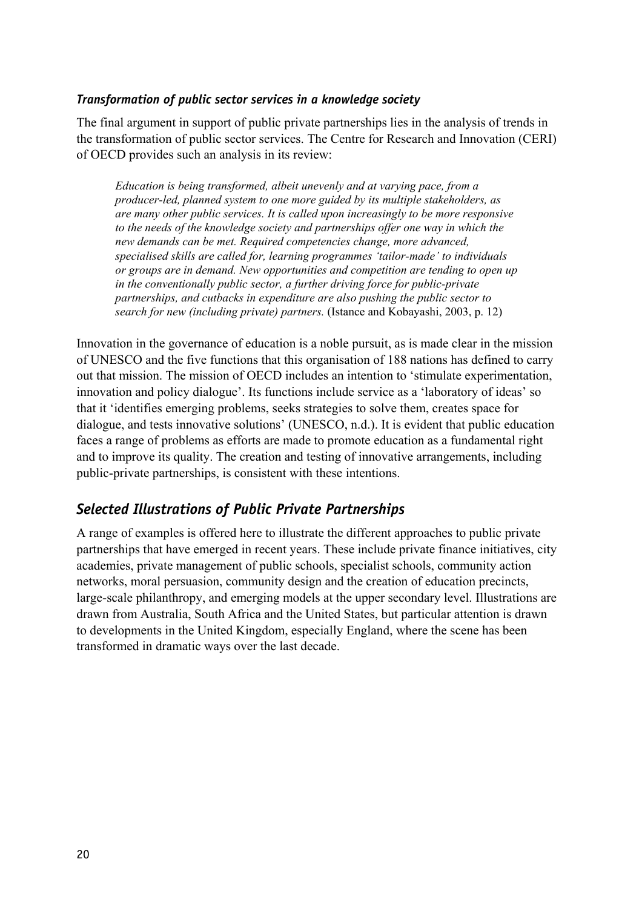### *Transformation of public sector services in a knowledge society*

The final argument in support of public private partnerships lies in the analysis of trends in the transformation of public sector services. The Centre for Research and Innovation (CERI) of OECD provides such an analysis in its review:

> *Education is being transformed, albeit unevenly and at varying pace, from a producer-led, planned system to one more guided by its multiple stakeholders, as are many other public services. It is called upon increasingly to be more responsive to the needs of the knowledge society and partnerships offer one way in which the new demands can be met. Required competencies change, more advanced, specialised skills are called for, learning programmes 'tailor-made' to individuals or groups are in demand. New opportunities and competition are tending to open up in the conventionally public sector, a further driving force for public-private partnerships, and cutbacks in expenditure are also pushing the public sector to search for new (including private) partners.* (Istance and Kobayashi, 2003, p. 12)

Innovation in the governance of education is a noble pursuit, as is made clear in the mission of UNESCO and the five functions that this organisation of 188 nations has defined to carry out that mission. The mission of OECD includes an intention to 'stimulate experimentation, innovation and policy dialogue'. Its functions include service as a 'laboratory of ideas' so that it 'identifies emerging problems, seeks strategies to solve them, creates space for dialogue, and tests innovative solutions' (UNESCO, n.d.). It is evident that public education faces a range of problems as efforts are made to promote education as a fundamental right and to improve its quality. The creation and testing of innovative arrangements, including public-private partnerships, is consistent with these intentions.

## *Selected Illustrations of Public Private Partnerships*

A range of examples is offered here to illustrate the different approaches to public private partnerships that have emerged in recent years. These include private finance initiatives, city academies, private management of public schools, specialist schools, community action networks, moral persuasion, community design and the creation of education precincts, large-scale philanthropy, and emerging models at the upper secondary level. Illustrations are drawn from Australia, South Africa and the United States, but particular attention is drawn to developments in the United Kingdom, especially England, where the scene has been transformed in dramatic ways over the last decade.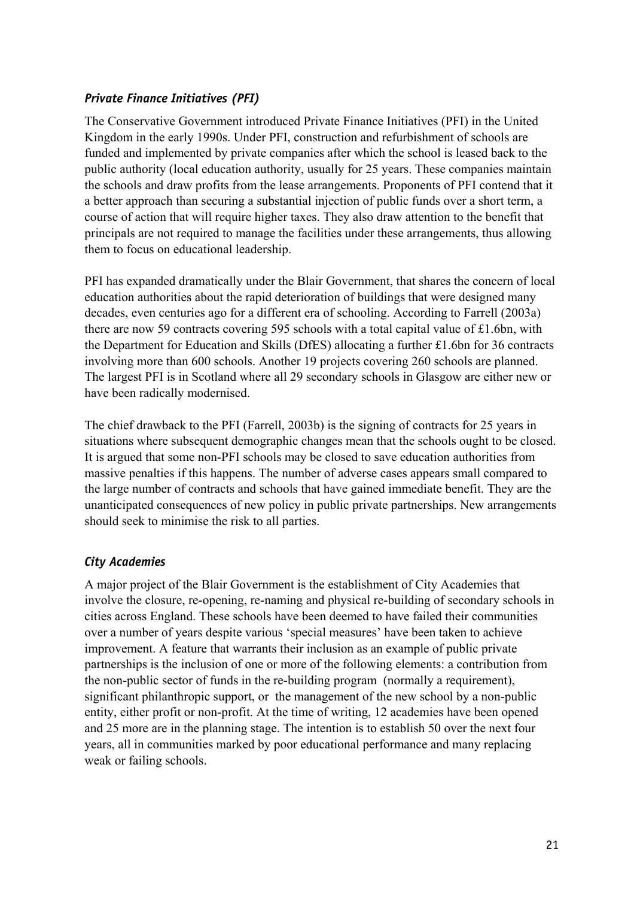### *Private Finance Initiatives (PFI)*

The Conservative Government introduced Private Finance Initiatives (PFI) in the United Kingdom in the early 1990s. Under PFI, construction and refurbishment of schools are funded and implemented by private companies after which the school is leased back to the public authority (local education authority, usually for 25 years. These companies maintain the schools and draw profits from the lease arrangements. Proponents of PFI contend that it a better approach than securing a substantial injection of public funds over a short term, a course of action that will require higher taxes. They also draw attention to the benefit that principals are not required to manage the facilities under these arrangements, thus allowing them to focus on educational leadership.

PFI has expanded dramatically under the Blair Government, that shares the concern of local education authorities about the rapid deterioration of buildings that were designed many decades, even centuries ago for a different era of schooling. According to Farrell (2003a) there are now 59 contracts covering 595 schools with a total capital value of £1.6bn, with the Department for Education and Skills (DfES) allocating a further £1.6bn for 36 contracts involving more than 600 schools. Another 19 projects covering 260 schools are planned. The largest PFI is in Scotland where all 29 secondary schools in Glasgow are either new or have been radically modernised.

The chief drawback to the PFI (Farrell, 2003b) is the signing of contracts for 25 years in situations where subsequent demographic changes mean that the schools ought to be closed. It is argued that some non-PFI schools may be closed to save education authorities from massive penalties if this happens. The number of adverse cases appears small compared to the large number of contracts and schools that have gained immediate benefit. They are the unanticipated consequences of new policy in public private partnerships. New arrangements should seek to minimise the risk to all parties.

### *City Academies*

A major project of the Blair Government is the establishment of City Academies that involve the closure, re-opening, re-naming and physical re-building of secondary schools in cities across England. These schools have been deemed to have failed their communities over a number of years despite various 'special measures' have been taken to achieve improvement. A feature that warrants their inclusion as an example of public private partnerships is the inclusion of one or more of the following elements: a contribution from the non-public sector of funds in the re-building program (normally a requirement), significant philanthropic support, or the management of the new school by a non-public entity, either profit or non-profit. At the time of writing, 12 academies have been opened and 25 more are in the planning stage. The intention is to establish 50 over the next four years, all in communities marked by poor educational performance and many replacing weak or failing schools.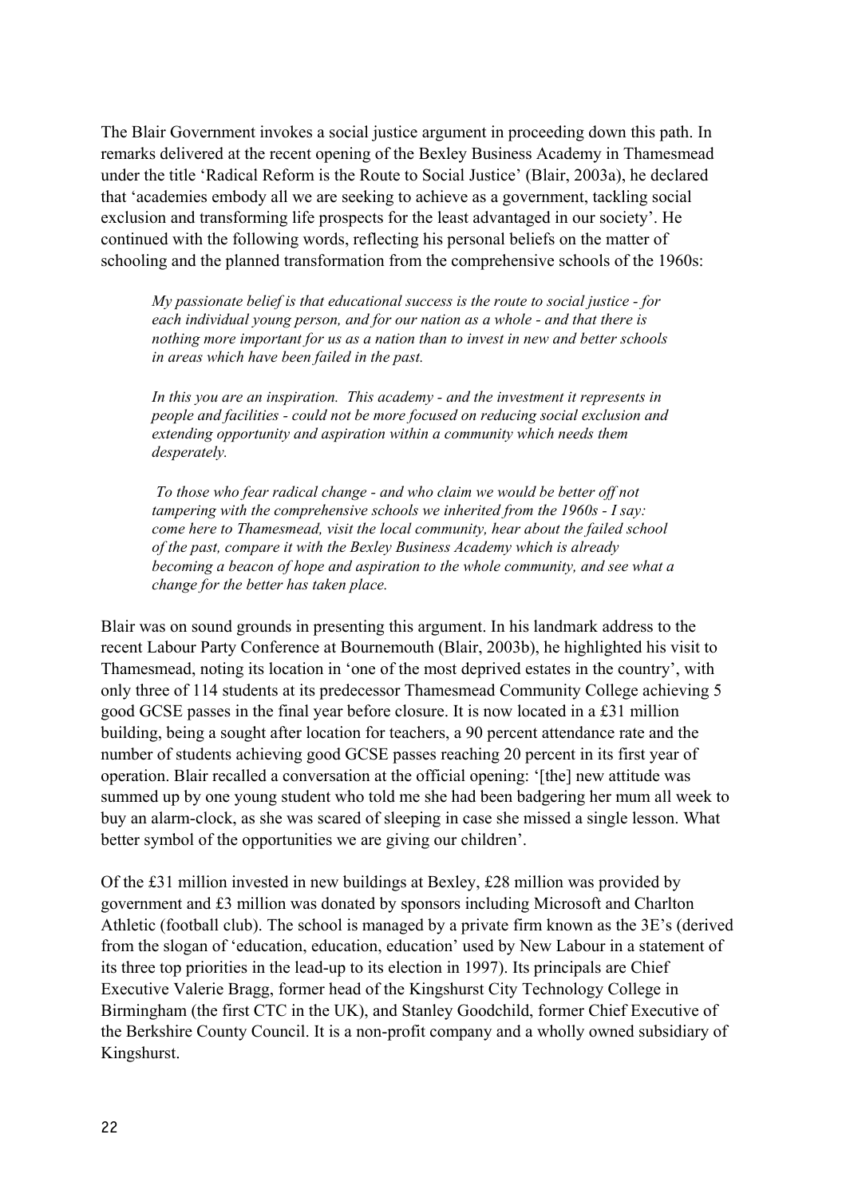The Blair Government invokes a social justice argument in proceeding down this path. In remarks delivered at the recent opening of the Bexley Business Academy in Thamesmead under the title 'Radical Reform is the Route to Social Justice' (Blair, 2003a), he declared that 'academies embody all we are seeking to achieve as a government, tackling social exclusion and transforming life prospects for the least advantaged in our society'. He continued with the following words, reflecting his personal beliefs on the matter of schooling and the planned transformation from the comprehensive schools of the 1960s:

> *My passionate belief is that educational success is the route to social justice - for each individual young person, and for our nation as a whole - and that there is nothing more important for us as a nation than to invest in new and better schools in areas which have been failed in the past.*
>
> *In this you are an inspiration. This academy - and the investment it represents in people and facilities - could not be more focused on reducing social exclusion and extending opportunity and aspiration within a community which needs them desperately.*
>
> *To those who fear radical change - and who claim we would be better off not tampering with the comprehensive schools we inherited from the 1960s - I say: come here to Thamesmead, visit the local community, hear about the failed school of the past, compare it with the Bexley Business Academy which is already becoming a beacon of hope and aspiration to the whole community, and see what a change for the better has taken place.*

Blair was on sound grounds in presenting this argument. In his landmark address to the recent Labour Party Conference at Bournemouth (Blair, 2003b), he highlighted his visit to Thamesmead, noting its location in 'one of the most deprived estates in the country', with only three of 114 students at its predecessor Thamesmead Community College achieving 5 good GCSE passes in the final year before closure. It is now located in a £31 million building, being a sought after location for teachers, a 90 percent attendance rate and the number of students achieving good GCSE passes reaching 20 percent in its first year of operation. Blair recalled a conversation at the official opening: '[the] new attitude was summed up by one young student who told me she had been badgering her mum all week to buy an alarm-clock, as she was scared of sleeping in case she missed a single lesson. What better symbol of the opportunities we are giving our children'.

Of the £31 million invested in new buildings at Bexley, £28 million was provided by government and £3 million was donated by sponsors including Microsoft and Charlton Athletic (football club). The school is managed by a private firm known as the 3E's (derived from the slogan of 'education, education, education' used by New Labour in a statement of its three top priorities in the lead-up to its election in 1997). Its principals are Chief Executive Valerie Bragg, former head of the Kingshurst City Technology College in Birmingham (the first CTC in the UK), and Stanley Goodchild, former Chief Executive of the Berkshire County Council. It is a non-profit company and a wholly owned subsidiary of Kingshurst.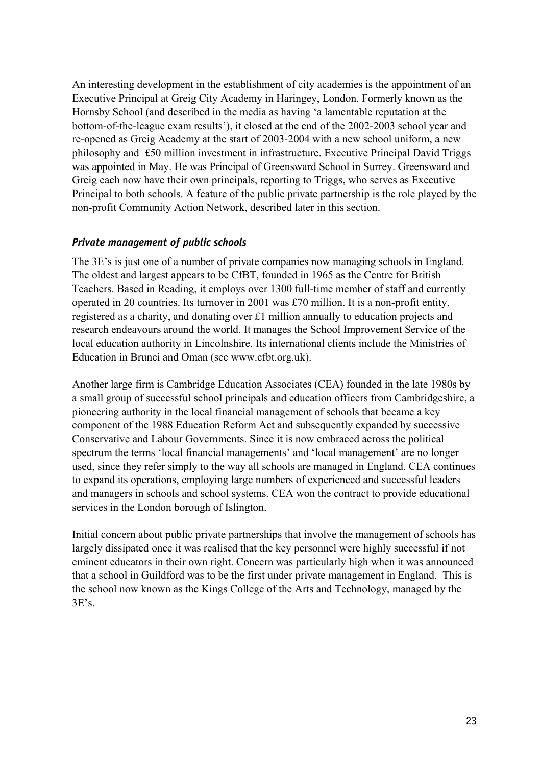An interesting development in the establishment of city academies is the appointment of an Executive Principal at Greig City Academy in Haringey, London. Formerly known as the Hornsby School (and described in the media as having 'a lamentable reputation at the bottom-of-the-league exam results'), it closed at the end of the 2002-2003 school year and re-opened as Greig Academy at the start of 2003-2004 with a new school uniform, a new philosophy and £50 million investment in infrastructure. Executive Principal David Triggs was appointed in May. He was Principal of Greensward School in Surrey. Greensward and Greig each now have their own principals, reporting to Triggs, who serves as Executive Principal to both schools. A feature of the public private partnership is the role played by the non-profit Community Action Network, described later in this section.

### *Private management of public schools*

The 3E's is just one of a number of private companies now managing schools in England. The oldest and largest appears to be CfBT, founded in 1965 as the Centre for British Teachers. Based in Reading, it employs over 1300 full-time member of staff and currently operated in 20 countries. Its turnover in 2001 was £70 million. It is a non-profit entity, registered as a charity, and donating over £1 million annually to education projects and research endeavours around the world. It manages the School Improvement Service of the local education authority in Lincolnshire. Its international clients include the Ministries of Education in Brunei and Oman (see www.cfbt.org.uk).

Another large firm is Cambridge Education Associates (CEA) founded in the late 1980s by a small group of successful school principals and education officers from Cambridgeshire, a pioneering authority in the local financial management of schools that became a key component of the 1988 Education Reform Act and subsequently expanded by successive Conservative and Labour Governments. Since it is now embraced across the political spectrum the terms 'local financial managements' and 'local management' are no longer used, since they refer simply to the way all schools are managed in England. CEA continues to expand its operations, employing large numbers of experienced and successful leaders and managers in schools and school systems. CEA won the contract to provide educational services in the London borough of Islington.

Initial concern about public private partnerships that involve the management of schools has largely dissipated once it was realised that the key personnel were highly successful if not eminent educators in their own right. Concern was particularly high when it was announced that a school in Guildford was to be the first under private management in England. This is the school now known as the Kings College of the Arts and Technology, managed by the 3E's.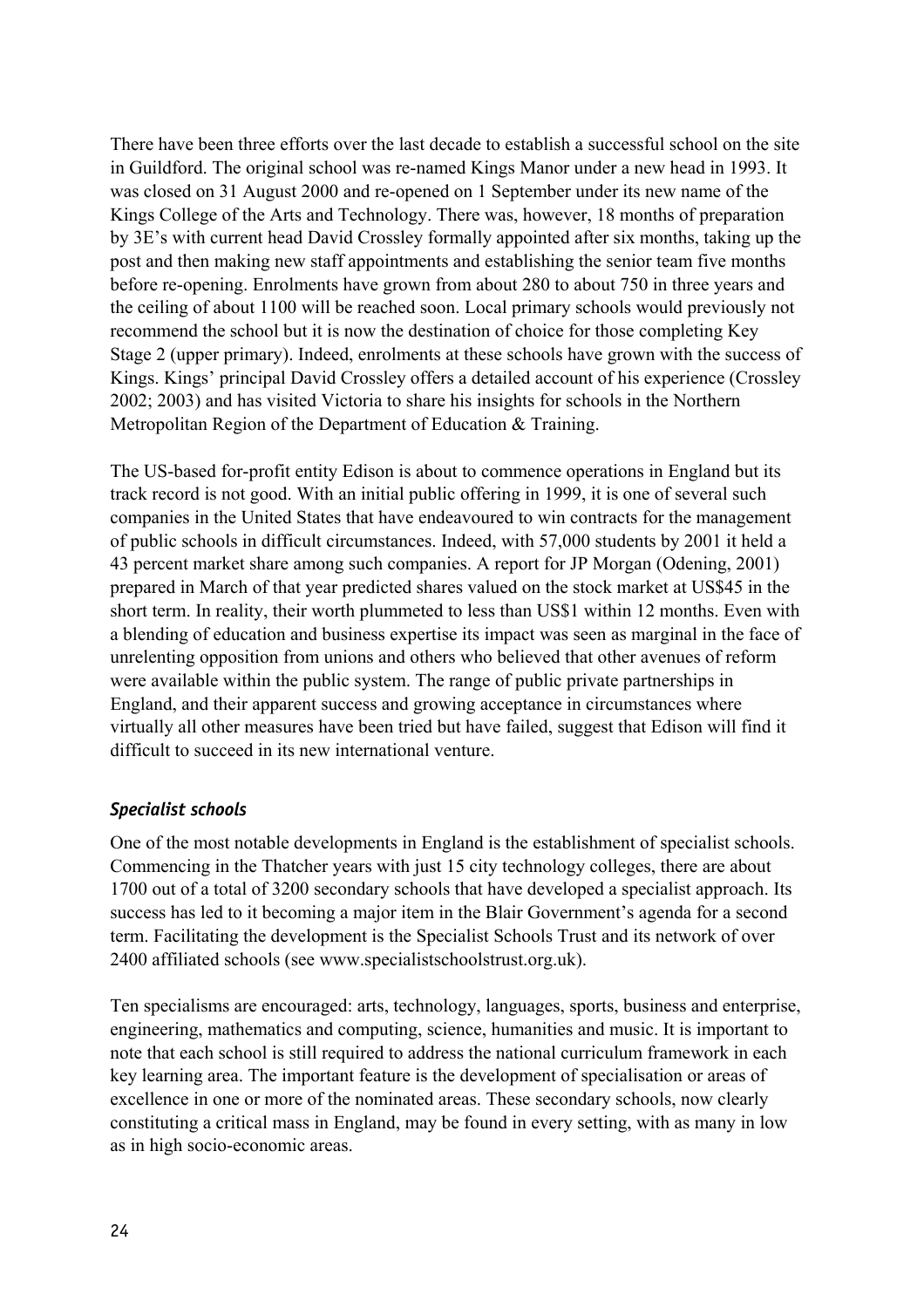There have been three efforts over the last decade to establish a successful school on the site in Guildford. The original school was re-named Kings Manor under a new head in 1993. It was closed on 31 August 2000 and re-opened on 1 September under its new name of the Kings College of the Arts and Technology. There was, however, 18 months of preparation by 3E's with current head David Crossley formally appointed after six months, taking up the post and then making new staff appointments and establishing the senior team five months before re-opening. Enrolments have grown from about 280 to about 750 in three years and the ceiling of about 1100 will be reached soon. Local primary schools would previously not recommend the school but it is now the destination of choice for those completing Key Stage 2 (upper primary). Indeed, enrolments at these schools have grown with the success of Kings. Kings' principal David Crossley offers a detailed account of his experience (Crossley 2002; 2003) and has visited Victoria to share his insights for schools in the Northern Metropolitan Region of the Department of Education & Training.

The US-based for-profit entity Edison is about to commence operations in England but its track record is not good. With an initial public offering in 1999, it is one of several such companies in the United States that have endeavoured to win contracts for the management of public schools in difficult circumstances. Indeed, with 57,000 students by 2001 it held a 43 percent market share among such companies. A report for JP Morgan (Odening, 2001) prepared in March of that year predicted shares valued on the stock market at US$45 in the short term. In reality, their worth plummeted to less than US$1 within 12 months. Even with a blending of education and business expertise its impact was seen as marginal in the face of unrelenting opposition from unions and others who believed that other avenues of reform were available within the public system. The range of public private partnerships in England, and their apparent success and growing acceptance in circumstances where virtually all other measures have been tried but have failed, suggest that Edison will find it difficult to succeed in its new international venture.

### *Specialist schools*

One of the most notable developments in England is the establishment of specialist schools. Commencing in the Thatcher years with just 15 city technology colleges, there are about 1700 out of a total of 3200 secondary schools that have developed a specialist approach. Its success has led to it becoming a major item in the Blair Government's agenda for a second term. Facilitating the development is the Specialist Schools Trust and its network of over 2400 affiliated schools (see www.specialistschoolstrust.org.uk).

Ten specialisms are encouraged: arts, technology, languages, sports, business and enterprise, engineering, mathematics and computing, science, humanities and music. It is important to note that each school is still required to address the national curriculum framework in each key learning area. The important feature is the development of specialisation or areas of excellence in one or more of the nominated areas. These secondary schools, now clearly constituting a critical mass in England, may be found in every setting, with as many in low as in high socio-economic areas.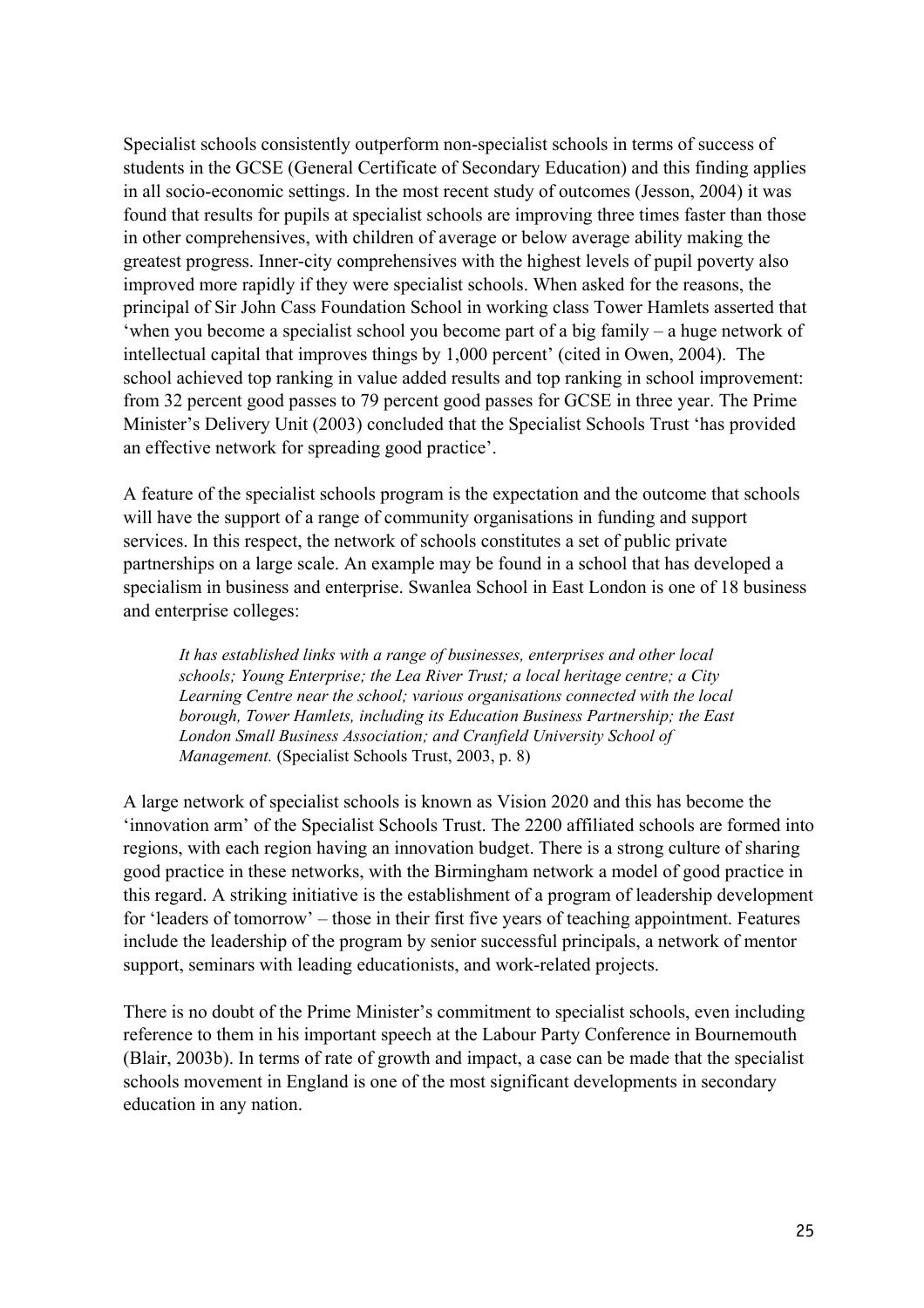Specialist schools consistently outperform non-specialist schools in terms of success of students in the GCSE (General Certificate of Secondary Education) and this finding applies in all socio-economic settings. In the most recent study of outcomes (Jesson, 2004) it was found that results for pupils at specialist schools are improving three times faster than those in other comprehensives, with children of average or below average ability making the greatest progress. Inner-city comprehensives with the highest levels of pupil poverty also improved more rapidly if they were specialist schools. When asked for the reasons, the principal of Sir John Cass Foundation School in working class Tower Hamlets asserted that 'when you become a specialist school you become part of a big family – a huge network of intellectual capital that improves things by 1,000 percent' (cited in Owen, 2004). The school achieved top ranking in value added results and top ranking in school improvement: from 32 percent good passes to 79 percent good passes for GCSE in three year. The Prime Minister's Delivery Unit (2003) concluded that the Specialist Schools Trust 'has provided an effective network for spreading good practice'.

A feature of the specialist schools program is the expectation and the outcome that schools will have the support of a range of community organisations in funding and support services. In this respect, the network of schools constitutes a set of public private partnerships on a large scale. An example may be found in a school that has developed a specialism in business and enterprise. Swanlea School in East London is one of 18 business and enterprise colleges:

> *It has established links with a range of businesses, enterprises and other local schools; Young Enterprise; the Lea River Trust; a local heritage centre; a City Learning Centre near the school; various organisations connected with the local borough, Tower Hamlets, including its Education Business Partnership; the East London Small Business Association; and Cranfield University School of Management.* (Specialist Schools Trust, 2003, p. 8)

A large network of specialist schools is known as Vision 2020 and this has become the 'innovation arm' of the Specialist Schools Trust. The 2200 affiliated schools are formed into regions, with each region having an innovation budget. There is a strong culture of sharing good practice in these networks, with the Birmingham network a model of good practice in this regard. A striking initiative is the establishment of a program of leadership development for 'leaders of tomorrow' – those in their first five years of teaching appointment. Features include the leadership of the program by senior successful principals, a network of mentor support, seminars with leading educationists, and work-related projects.

There is no doubt of the Prime Minister's commitment to specialist schools, even including reference to them in his important speech at the Labour Party Conference in Bournemouth (Blair, 2003b). In terms of rate of growth and impact, a case can be made that the specialist schools movement in England is one of the most significant developments in secondary education in any nation.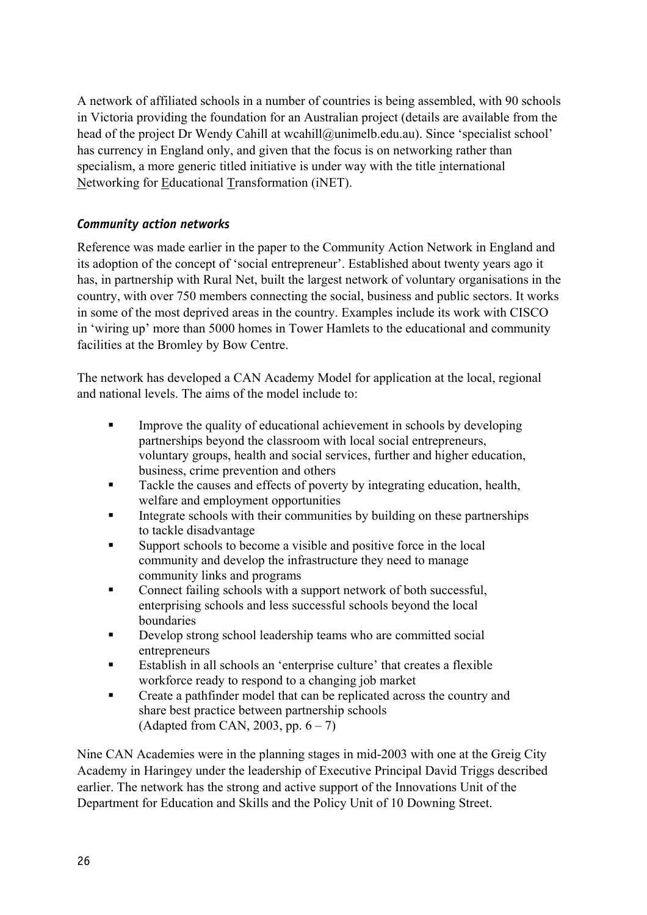A network of affiliated schools in a number of countries is being assembled, with 90 schools in Victoria providing the foundation for an Australian project (details are available from the head of the project Dr Wendy Cahill at wcahill@unimelb.edu.au). Since 'specialist school' has currency in England only, and given that the focus is on networking rather than specialism, a more generic titled initiative is under way with the title international Networking for Educational Transformation (iNET).

### *Community action networks*

Reference was made earlier in the paper to the Community Action Network in England and its adoption of the concept of 'social entrepreneur'. Established about twenty years ago it has, in partnership with Rural Net, built the largest network of voluntary organisations in the country, with over 750 members connecting the social, business and public sectors. It works in some of the most deprived areas in the country. Examples include its work with CISCO in 'wiring up' more than 5000 homes in Tower Hamlets to the educational and community facilities at the Bromley by Bow Centre.

The network has developed a CAN Academy Model for application at the local, regional and national levels. The aims of the model include to:

- Improve the quality of educational achievement in schools by developing partnerships beyond the classroom with local social entrepreneurs, voluntary groups, health and social services, further and higher education, business, crime prevention and others
- Tackle the causes and effects of poverty by integrating education, health, welfare and employment opportunities
- Integrate schools with their communities by building on these partnerships to tackle disadvantage
- Support schools to become a visible and positive force in the local community and develop the infrastructure they need to manage community links and programs
- Connect failing schools with a support network of both successful, enterprising schools and less successful schools beyond the local boundaries
- Develop strong school leadership teams who are committed social entrepreneurs
- Establish in all schools an 'enterprise culture' that creates a flexible workforce ready to respond to a changing job market
- Create a pathfinder model that can be replicated across the country and share best practice between partnership schools
  (Adapted from CAN, 2003, pp. 6 – 7)

Nine CAN Academies were in the planning stages in mid-2003 with one at the Greig City Academy in Haringey under the leadership of Executive Principal David Triggs described earlier. The network has the strong and active support of the Innovations Unit of the Department for Education and Skills and the Policy Unit of 10 Downing Street.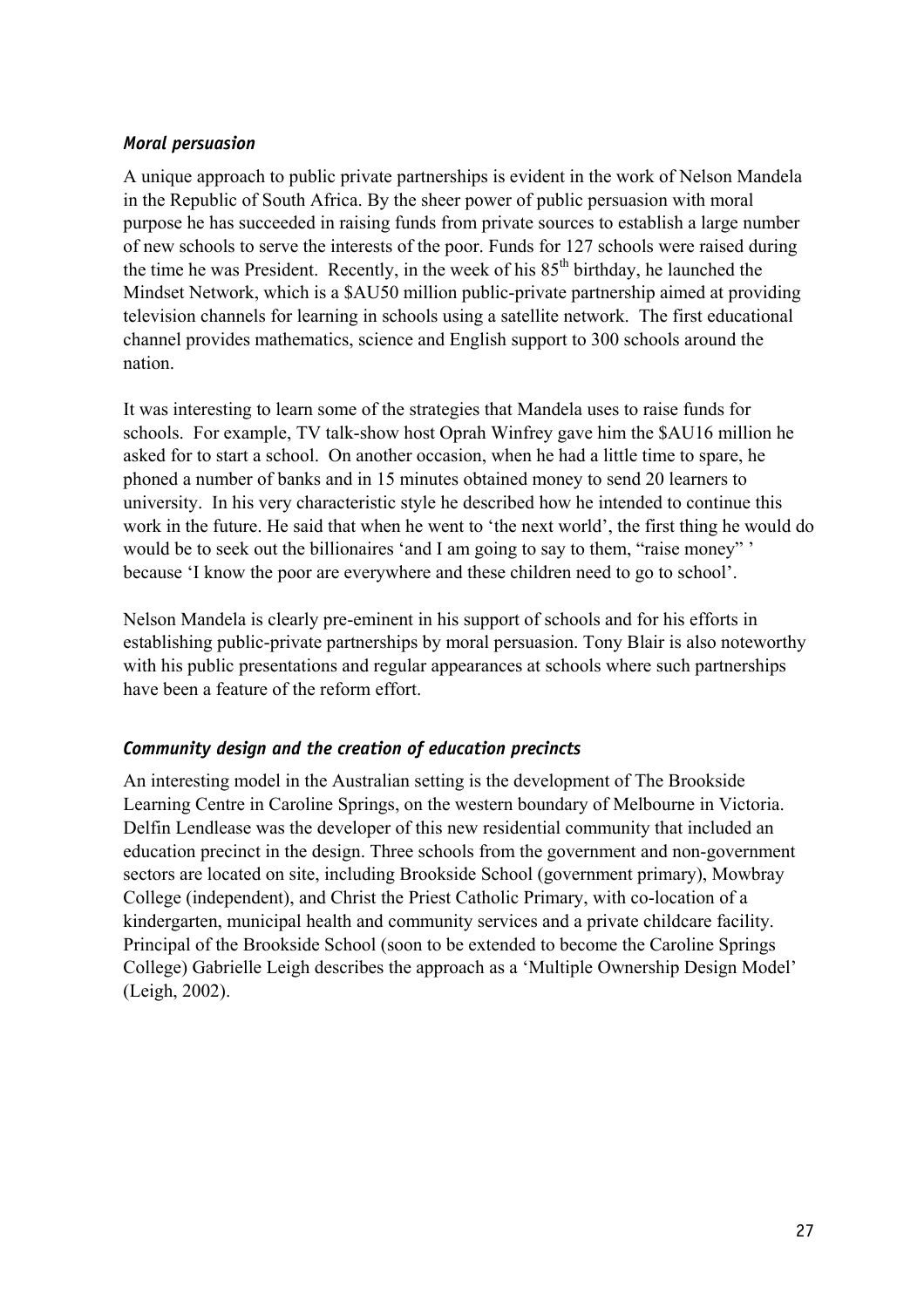### *Moral persuasion*

A unique approach to public private partnerships is evident in the work of Nelson Mandela in the Republic of South Africa. By the sheer power of public persuasion with moral purpose he has succeeded in raising funds from private sources to establish a large number of new schools to serve the interests of the poor. Funds for 127 schools were raised during the time he was President. Recently, in the week of his 85th birthday, he launched the Mindset Network, which is a $AU50 million public-private partnership aimed at providing television channels for learning in schools using a satellite network. The first educational channel provides mathematics, science and English support to 300 schools around the nation.

It was interesting to learn some of the strategies that Mandela uses to raise funds for schools. For example, TV talk-show host Oprah Winfrey gave him the $AU16 million he asked for to start a school. On another occasion, when he had a little time to spare, he phoned a number of banks and in 15 minutes obtained money to send 20 learners to university. In his very characteristic style he described how he intended to continue this work in the future. He said that when he went to 'the next world', the first thing he would do would be to seek out the billionaires 'and I am going to say to them, "raise money" ' because 'I know the poor are everywhere and these children need to go to school'.

Nelson Mandela is clearly pre-eminent in his support of schools and for his efforts in establishing public-private partnerships by moral persuasion. Tony Blair is also noteworthy with his public presentations and regular appearances at schools where such partnerships have been a feature of the reform effort.

### *Community design and the creation of education precincts*

An interesting model in the Australian setting is the development of The Brookside Learning Centre in Caroline Springs, on the western boundary of Melbourne in Victoria. Delfin Lendlease was the developer of this new residential community that included an education precinct in the design. Three schools from the government and non-government sectors are located on site, including Brookside School (government primary), Mowbray College (independent), and Christ the Priest Catholic Primary, with co-location of a kindergarten, municipal health and community services and a private childcare facility. Principal of the Brookside School (soon to be extended to become the Caroline Springs College) Gabrielle Leigh describes the approach as a 'Multiple Ownership Design Model' (Leigh, 2002).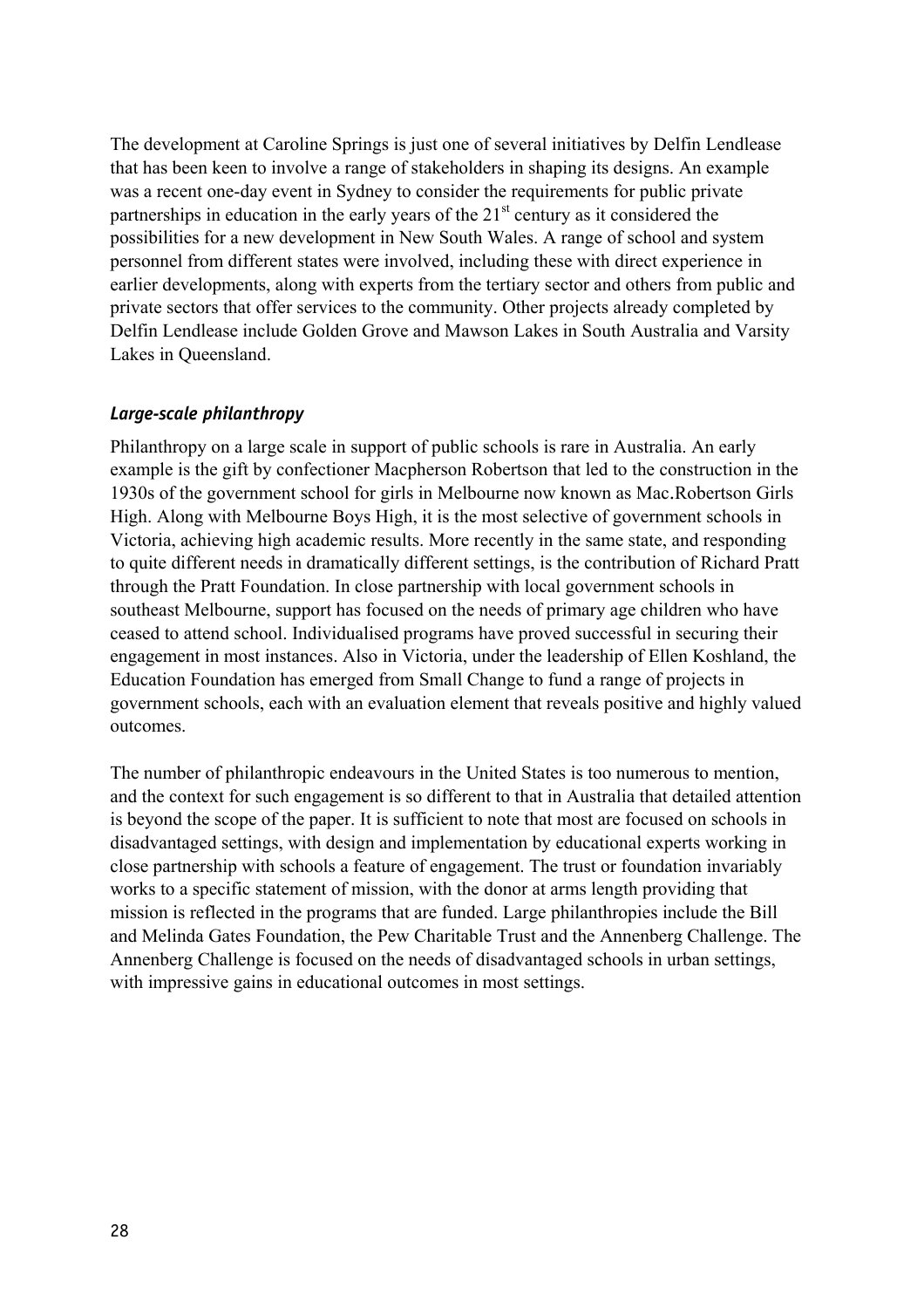The development at Caroline Springs is just one of several initiatives by Delfin Lendlease that has been keen to involve a range of stakeholders in shaping its designs. An example was a recent one-day event in Sydney to consider the requirements for public private partnerships in education in the early years of the 21st century as it considered the possibilities for a new development in New South Wales. A range of school and system personnel from different states were involved, including these with direct experience in earlier developments, along with experts from the tertiary sector and others from public and private sectors that offer services to the community. Other projects already completed by Delfin Lendlease include Golden Grove and Mawson Lakes in South Australia and Varsity Lakes in Queensland.

### *Large-scale philanthropy*

Philanthropy on a large scale in support of public schools is rare in Australia. An early example is the gift by confectioner Macpherson Robertson that led to the construction in the 1930s of the government school for girls in Melbourne now known as Mac.Robertson Girls High. Along with Melbourne Boys High, it is the most selective of government schools in Victoria, achieving high academic results. More recently in the same state, and responding to quite different needs in dramatically different settings, is the contribution of Richard Pratt through the Pratt Foundation. In close partnership with local government schools in southeast Melbourne, support has focused on the needs of primary age children who have ceased to attend school. Individualised programs have proved successful in securing their engagement in most instances. Also in Victoria, under the leadership of Ellen Koshland, the Education Foundation has emerged from Small Change to fund a range of projects in government schools, each with an evaluation element that reveals positive and highly valued outcomes.

The number of philanthropic endeavours in the United States is too numerous to mention, and the context for such engagement is so different to that in Australia that detailed attention is beyond the scope of the paper. It is sufficient to note that most are focused on schools in disadvantaged settings, with design and implementation by educational experts working in close partnership with schools a feature of engagement. The trust or foundation invariably works to a specific statement of mission, with the donor at arms length providing that mission is reflected in the programs that are funded. Large philanthropies include the Bill and Melinda Gates Foundation, the Pew Charitable Trust and the Annenberg Challenge. The Annenberg Challenge is focused on the needs of disadvantaged schools in urban settings, with impressive gains in educational outcomes in most settings.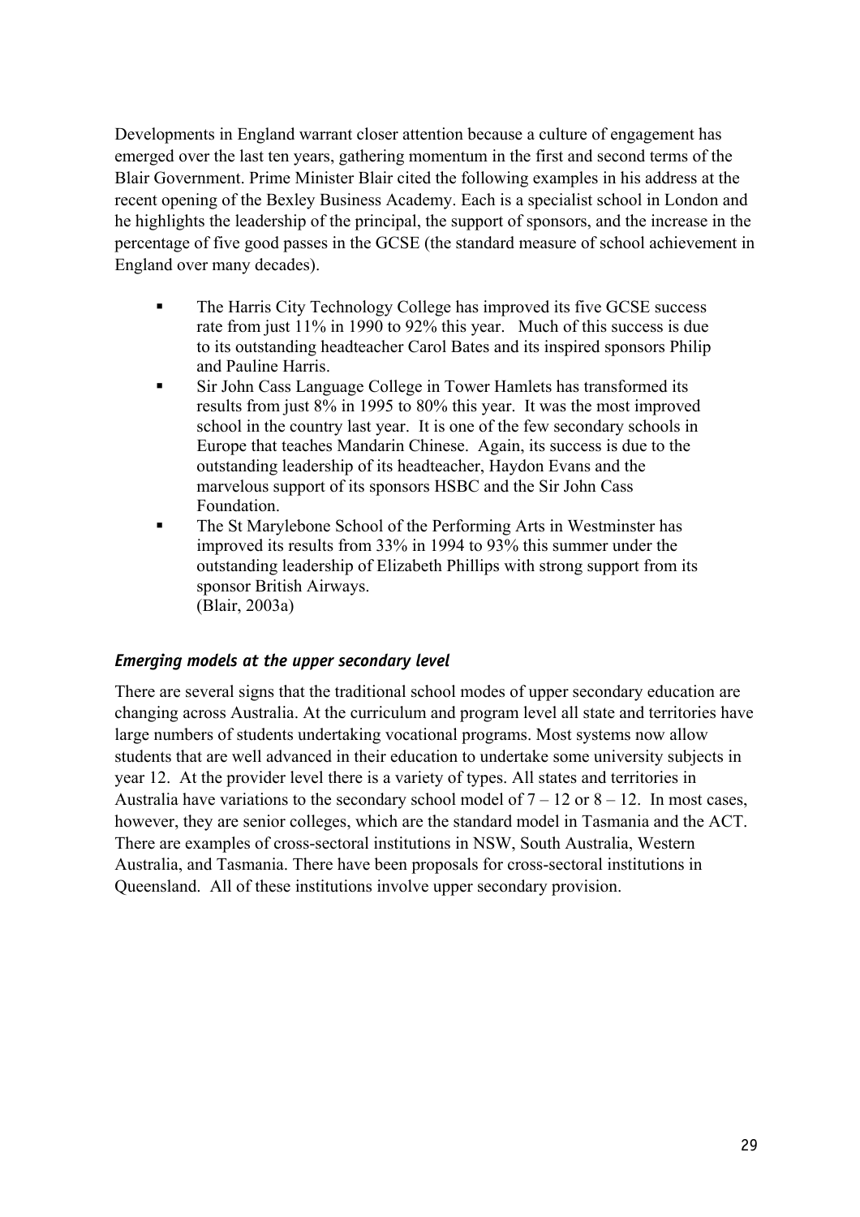Developments in England warrant closer attention because a culture of engagement has emerged over the last ten years, gathering momentum in the first and second terms of the Blair Government. Prime Minister Blair cited the following examples in his address at the recent opening of the Bexley Business Academy. Each is a specialist school in London and he highlights the leadership of the principal, the support of sponsors, and the increase in the percentage of five good passes in the GCSE (the standard measure of school achievement in England over many decades).

> - The Harris City Technology College has improved its five GCSE success rate from just 11% in 1990 to 92% this year. Much of this success is due to its outstanding headteacher Carol Bates and its inspired sponsors Philip and Pauline Harris.
> - Sir John Cass Language College in Tower Hamlets has transformed its results from just 8% in 1995 to 80% this year. It was the most improved school in the country last year. It is one of the few secondary schools in Europe that teaches Mandarin Chinese. Again, its success is due to the outstanding leadership of its headteacher, Haydon Evans and the marvelous support of its sponsors HSBC and the Sir John Cass Foundation.
> - The St Marylebone School of the Performing Arts in Westminster has improved its results from 33% in 1994 to 93% this summer under the outstanding leadership of Elizabeth Phillips with strong support from its sponsor British Airways.
>
> (Blair, 2003a)

### *Emerging models at the upper secondary level*

There are several signs that the traditional school modes of upper secondary education are changing across Australia. At the curriculum and program level all state and territories have large numbers of students undertaking vocational programs. Most systems now allow students that are well advanced in their education to undertake some university subjects in year 12. At the provider level there is a variety of types. All states and territories in Australia have variations to the secondary school model of 7 – 12 or 8 – 12. In most cases, however, they are senior colleges, which are the standard model in Tasmania and the ACT. There are examples of cross-sectoral institutions in NSW, South Australia, Western Australia, and Tasmania. There have been proposals for cross-sectoral institutions in Queensland. All of these institutions involve upper secondary provision.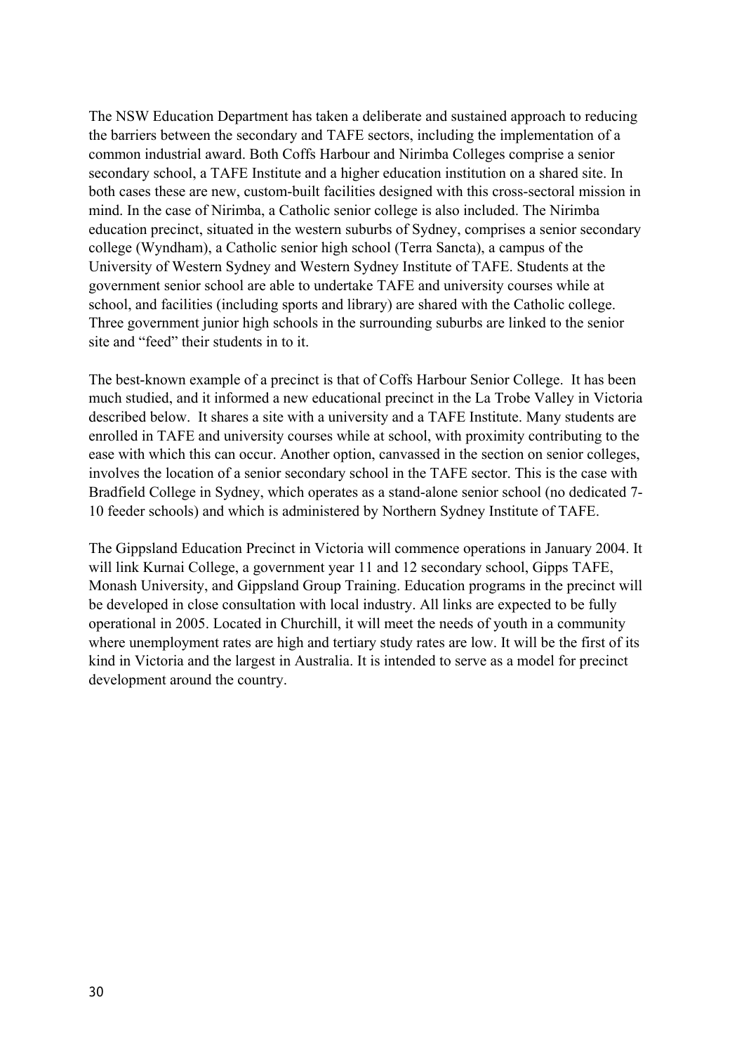The NSW Education Department has taken a deliberate and sustained approach to reducing the barriers between the secondary and TAFE sectors, including the implementation of a common industrial award. Both Coffs Harbour and Nirimba Colleges comprise a senior secondary school, a TAFE Institute and a higher education institution on a shared site. In both cases these are new, custom-built facilities designed with this cross-sectoral mission in mind. In the case of Nirimba, a Catholic senior college is also included. The Nirimba education precinct, situated in the western suburbs of Sydney, comprises a senior secondary college (Wyndham), a Catholic senior high school (Terra Sancta), a campus of the University of Western Sydney and Western Sydney Institute of TAFE. Students at the government senior school are able to undertake TAFE and university courses while at school, and facilities (including sports and library) are shared with the Catholic college. Three government junior high schools in the surrounding suburbs are linked to the senior site and "feed" their students in to it.

The best-known example of a precinct is that of Coffs Harbour Senior College. It has been much studied, and it informed a new educational precinct in the La Trobe Valley in Victoria described below. It shares a site with a university and a TAFE Institute. Many students are enrolled in TAFE and university courses while at school, with proximity contributing to the ease with which this can occur. Another option, canvassed in the section on senior colleges, involves the location of a senior secondary school in the TAFE sector. This is the case with Bradfield College in Sydney, which operates as a stand-alone senior school (no dedicated 7-10 feeder schools) and which is administered by Northern Sydney Institute of TAFE.

The Gippsland Education Precinct in Victoria will commence operations in January 2004. It will link Kurnai College, a government year 11 and 12 secondary school, Gipps TAFE, Monash University, and Gippsland Group Training. Education programs in the precinct will be developed in close consultation with local industry. All links are expected to be fully operational in 2005. Located in Churchill, it will meet the needs of youth in a community where unemployment rates are high and tertiary study rates are low. It will be the first of its kind in Victoria and the largest in Australia. It is intended to serve as a model for precinct development around the country.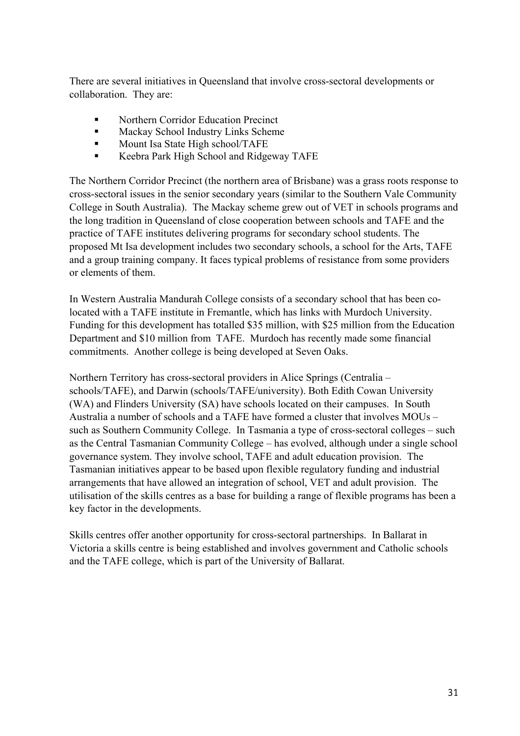There are several initiatives in Queensland that involve cross-sectoral developments or collaboration. They are:

- Northern Corridor Education Precinct
- Mackay School Industry Links Scheme
- Mount Isa State High school/TAFE
- Keebra Park High School and Ridgeway TAFE

The Northern Corridor Precinct (the northern area of Brisbane) was a grass roots response to cross-sectoral issues in the senior secondary years (similar to the Southern Vale Community College in South Australia). The Mackay scheme grew out of VET in schools programs and the long tradition in Queensland of close cooperation between schools and TAFE and the practice of TAFE institutes delivering programs for secondary school students. The proposed Mt Isa development includes two secondary schools, a school for the Arts, TAFE and a group training company. It faces typical problems of resistance from some providers or elements of them.

In Western Australia Mandurah College consists of a secondary school that has been co-located with a TAFE institute in Fremantle, which has links with Murdoch University. Funding for this development has totalled $35 million, with $25 million from the Education Department and $10 million from TAFE. Murdoch has recently made some financial commitments. Another college is being developed at Seven Oaks.

Northern Territory has cross-sectoral providers in Alice Springs (Centralia – schools/TAFE), and Darwin (schools/TAFE/university). Both Edith Cowan University (WA) and Flinders University (SA) have schools located on their campuses. In South Australia a number of schools and a TAFE have formed a cluster that involves MOUs – such as Southern Community College. In Tasmania a type of cross-sectoral colleges – such as the Central Tasmanian Community College – has evolved, although under a single school governance system. They involve school, TAFE and adult education provision. The Tasmanian initiatives appear to be based upon flexible regulatory funding and industrial arrangements that have allowed an integration of school, VET and adult provision. The utilisation of the skills centres as a base for building a range of flexible programs has been a key factor in the developments.

Skills centres offer another opportunity for cross-sectoral partnerships. In Ballarat in Victoria a skills centre is being established and involves government and Catholic schools and the TAFE college, which is part of the University of Ballarat.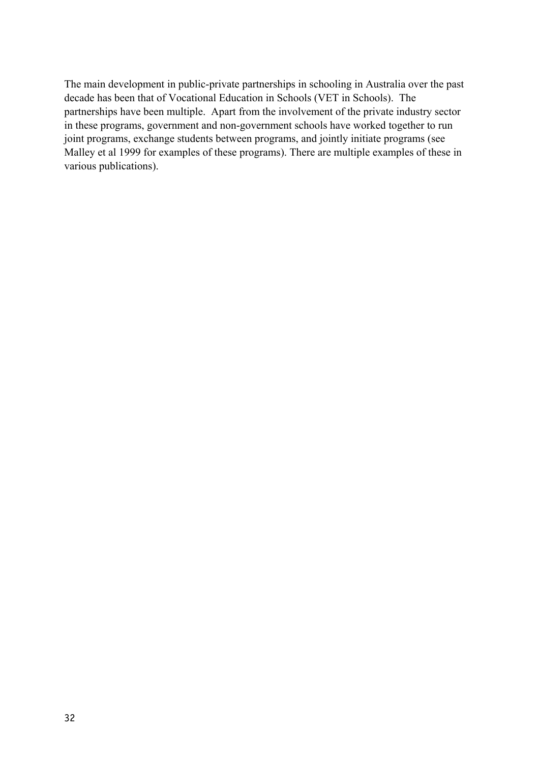The main development in public-private partnerships in schooling in Australia over the past decade has been that of Vocational Education in Schools (VET in Schools). The partnerships have been multiple. Apart from the involvement of the private industry sector in these programs, government and non-government schools have worked together to run joint programs, exchange students between programs, and jointly initiate programs (see Malley et al 1999 for examples of these programs). There are multiple examples of these in various publications).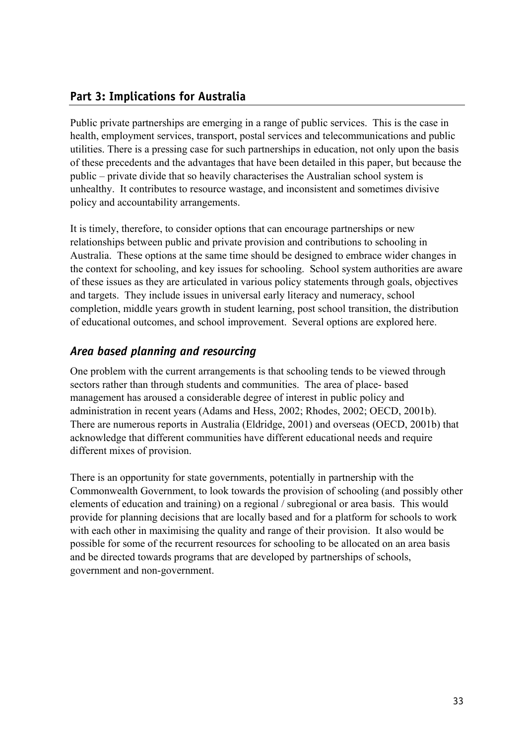## Part 3: Implications for Australia

Public private partnerships are emerging in a range of public services. This is the case in health, employment services, transport, postal services and telecommunications and public utilities. There is a pressing case for such partnerships in education, not only upon the basis of these precedents and the advantages that have been detailed in this paper, but because the public – private divide that so heavily characterises the Australian school system is unhealthy. It contributes to resource wastage, and inconsistent and sometimes divisive policy and accountability arrangements.

It is timely, therefore, to consider options that can encourage partnerships or new relationships between public and private provision and contributions to schooling in Australia. These options at the same time should be designed to embrace wider changes in the context for schooling, and key issues for schooling. School system authorities are aware of these issues as they are articulated in various policy statements through goals, objectives and targets. They include issues in universal early literacy and numeracy, school completion, middle years growth in student learning, post school transition, the distribution of educational outcomes, and school improvement. Several options are explored here.

### *Area based planning and resourcing*

One problem with the current arrangements is that schooling tends to be viewed through sectors rather than through students and communities. The area of place- based management has aroused a considerable degree of interest in public policy and administration in recent years (Adams and Hess, 2002; Rhodes, 2002; OECD, 2001b). There are numerous reports in Australia (Eldridge, 2001) and overseas (OECD, 2001b) that acknowledge that different communities have different educational needs and require different mixes of provision.

There is an opportunity for state governments, potentially in partnership with the Commonwealth Government, to look towards the provision of schooling (and possibly other elements of education and training) on a regional / subregional or area basis. This would provide for planning decisions that are locally based and for a platform for schools to work with each other in maximising the quality and range of their provision. It also would be possible for some of the recurrent resources for schooling to be allocated on an area basis and be directed towards programs that are developed by partnerships of schools, government and non-government.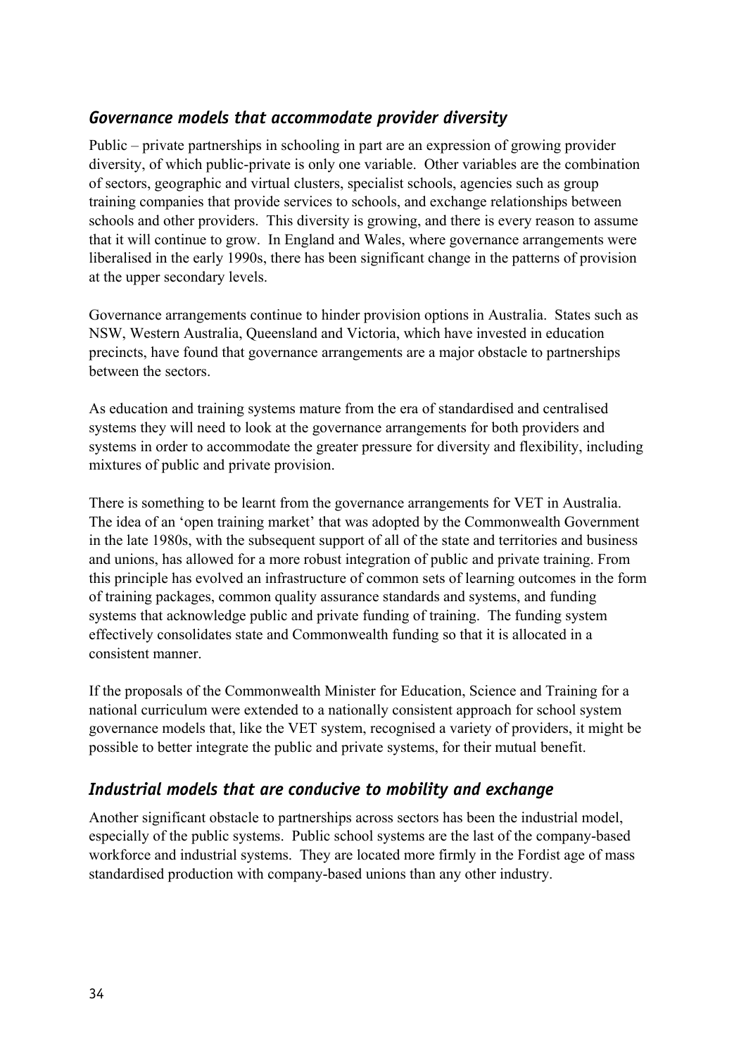### *Governance models that accommodate provider diversity*

Public – private partnerships in schooling in part are an expression of growing provider diversity, of which public-private is only one variable. Other variables are the combination of sectors, geographic and virtual clusters, specialist schools, agencies such as group training companies that provide services to schools, and exchange relationships between schools and other providers. This diversity is growing, and there is every reason to assume that it will continue to grow. In England and Wales, where governance arrangements were liberalised in the early 1990s, there has been significant change in the patterns of provision at the upper secondary levels.

Governance arrangements continue to hinder provision options in Australia. States such as NSW, Western Australia, Queensland and Victoria, which have invested in education precincts, have found that governance arrangements are a major obstacle to partnerships between the sectors.

As education and training systems mature from the era of standardised and centralised systems they will need to look at the governance arrangements for both providers and systems in order to accommodate the greater pressure for diversity and flexibility, including mixtures of public and private provision.

There is something to be learnt from the governance arrangements for VET in Australia. The idea of an 'open training market' that was adopted by the Commonwealth Government in the late 1980s, with the subsequent support of all of the state and territories and business and unions, has allowed for a more robust integration of public and private training. From this principle has evolved an infrastructure of common sets of learning outcomes in the form of training packages, common quality assurance standards and systems, and funding systems that acknowledge public and private funding of training. The funding system effectively consolidates state and Commonwealth funding so that it is allocated in a consistent manner.

If the proposals of the Commonwealth Minister for Education, Science and Training for a national curriculum were extended to a nationally consistent approach for school system governance models that, like the VET system, recognised a variety of providers, it might be possible to better integrate the public and private systems, for their mutual benefit.

### *Industrial models that are conducive to mobility and exchange*

Another significant obstacle to partnerships across sectors has been the industrial model, especially of the public systems. Public school systems are the last of the company-based workforce and industrial systems. They are located more firmly in the Fordist age of mass standardised production with company-based unions than any other industry.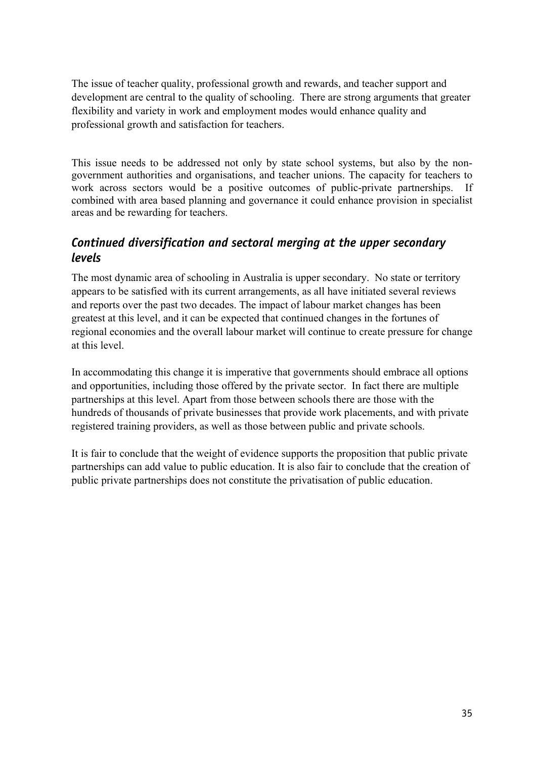The issue of teacher quality, professional growth and rewards, and teacher support and development are central to the quality of schooling. There are strong arguments that greater flexibility and variety in work and employment modes would enhance quality and professional growth and satisfaction for teachers.

This issue needs to be addressed not only by state school systems, but also by the non-government authorities and organisations, and teacher unions. The capacity for teachers to work across sectors would be a positive outcomes of public-private partnerships. If combined with area based planning and governance it could enhance provision in specialist areas and be rewarding for teachers.

### *Continued diversification and sectoral merging at the upper secondary levels*

The most dynamic area of schooling in Australia is upper secondary. No state or territory appears to be satisfied with its current arrangements, as all have initiated several reviews and reports over the past two decades. The impact of labour market changes has been greatest at this level, and it can be expected that continued changes in the fortunes of regional economies and the overall labour market will continue to create pressure for change at this level.

In accommodating this change it is imperative that governments should embrace all options and opportunities, including those offered by the private sector. In fact there are multiple partnerships at this level. Apart from those between schools there are those with the hundreds of thousands of private businesses that provide work placements, and with private registered training providers, as well as those between public and private schools.

It is fair to conclude that the weight of evidence supports the proposition that public private partnerships can add value to public education. It is also fair to conclude that the creation of public private partnerships does not constitute the privatisation of public education.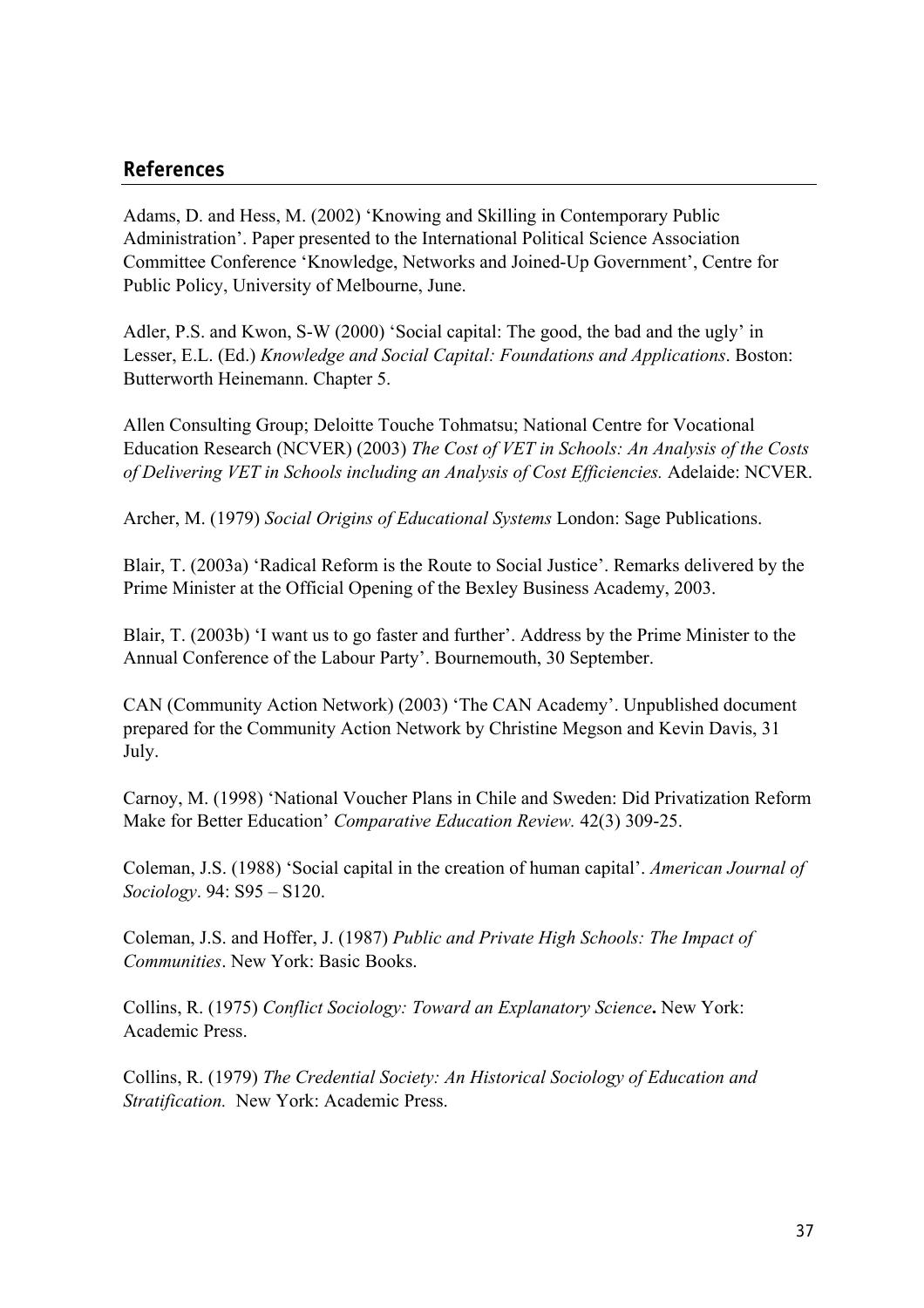## References

Adams, D. and Hess, M. (2002) 'Knowing and Skilling in Contemporary Public Administration'. Paper presented to the International Political Science Association Committee Conference 'Knowledge, Networks and Joined-Up Government', Centre for Public Policy, University of Melbourne, June.

Adler, P.S. and Kwon, S-W (2000) 'Social capital: The good, the bad and the ugly' in Lesser, E.L. (Ed.) *Knowledge and Social Capital: Foundations and Applications*. Boston: Butterworth Heinemann. Chapter 5.

Allen Consulting Group; Deloitte Touche Tohmatsu; National Centre for Vocational Education Research (NCVER) (2003) *The Cost of VET in Schools: An Analysis of the Costs of Delivering VET in Schools including an Analysis of Cost Efficiencies.* Adelaide: NCVER.

Archer, M. (1979) *Social Origins of Educational Systems* London: Sage Publications.

Blair, T. (2003a) 'Radical Reform is the Route to Social Justice'. Remarks delivered by the Prime Minister at the Official Opening of the Bexley Business Academy, 2003.

Blair, T. (2003b) 'I want us to go faster and further'. Address by the Prime Minister to the Annual Conference of the Labour Party'. Bournemouth, 30 September.

CAN (Community Action Network) (2003) 'The CAN Academy'. Unpublished document prepared for the Community Action Network by Christine Megson and Kevin Davis, 31 July.

Carnoy, M. (1998) 'National Voucher Plans in Chile and Sweden: Did Privatization Reform Make for Better Education' *Comparative Education Review.* 42(3) 309-25.

Coleman, J.S. (1988) 'Social capital in the creation of human capital'. *American Journal of Sociology*. 94: S95 – S120.

Coleman, J.S. and Hoffer, J. (1987) *Public and Private High Schools: The Impact of Communities*. New York: Basic Books.

Collins, R. (1975) *Conflict Sociology: Toward an Explanatory Science***.** New York: Academic Press.

Collins, R. (1979) *The Credential Society: An Historical Sociology of Education and Stratification.* New York: Academic Press.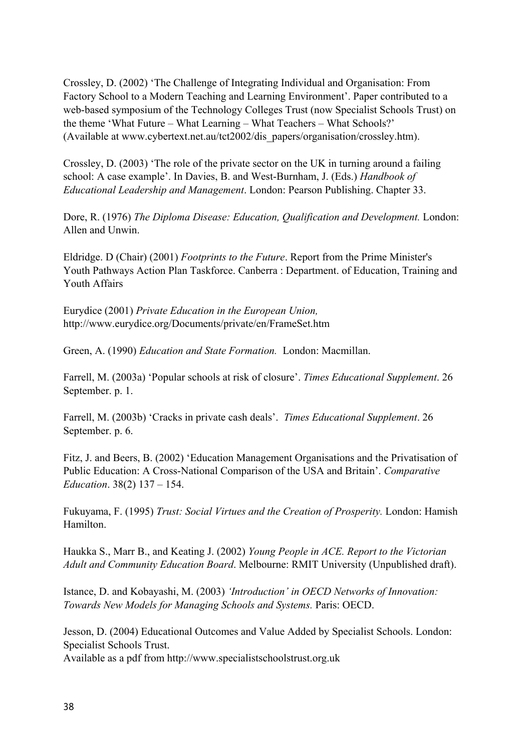Crossley, D. (2002) 'The Challenge of Integrating Individual and Organisation: From Factory School to a Modern Teaching and Learning Environment'. Paper contributed to a web-based symposium of the Technology Colleges Trust (now Specialist Schools Trust) on the theme 'What Future – What Learning – What Teachers – What Schools?' (Available at www.cybertext.net.au/tct2002/dis_papers/organisation/crossley.htm).

Crossley, D. (2003) 'The role of the private sector on the UK in turning around a failing school: A case example'. In Davies, B. and West-Burnham, J. (Eds.) *Handbook of Educational Leadership and Management*. London: Pearson Publishing. Chapter 33.

Dore, R. (1976) *The Diploma Disease: Education, Qualification and Development.* London: Allen and Unwin.

Eldridge. D (Chair) (2001) *Footprints to the Future*. Report from the Prime Minister's Youth Pathways Action Plan Taskforce. Canberra : Department. of Education, Training and Youth Affairs

Eurydice (2001) *Private Education in the European Union,* http://www.eurydice.org/Documents/private/en/FrameSet.htm

Green, A. (1990) *Education and State Formation.* London: Macmillan.

Farrell, M. (2003a) 'Popular schools at risk of closure'. *Times Educational Supplement*. 26 September. p. 1.

Farrell, M. (2003b) 'Cracks in private cash deals'. *Times Educational Supplement*. 26 September. p. 6.

Fitz, J. and Beers, B. (2002) 'Education Management Organisations and the Privatisation of Public Education: A Cross-National Comparison of the USA and Britain'. *Comparative Education*. 38(2) 137 – 154.

Fukuyama, F. (1995) *Trust: Social Virtues and the Creation of Prosperity.* London: Hamish Hamilton.

Haukka S., Marr B., and Keating J. (2002) *Young People in ACE. Report to the Victorian Adult and Community Education Board*. Melbourne: RMIT University (Unpublished draft).

Istance, D. and Kobayashi, M. (2003) *'Introduction' in OECD Networks of Innovation: Towards New Models for Managing Schools and Systems.* Paris: OECD.

Jesson, D. (2004) Educational Outcomes and Value Added by Specialist Schools. London: Specialist Schools Trust.
Available as a pdf from http://www.specialistschoolstrust.org.uk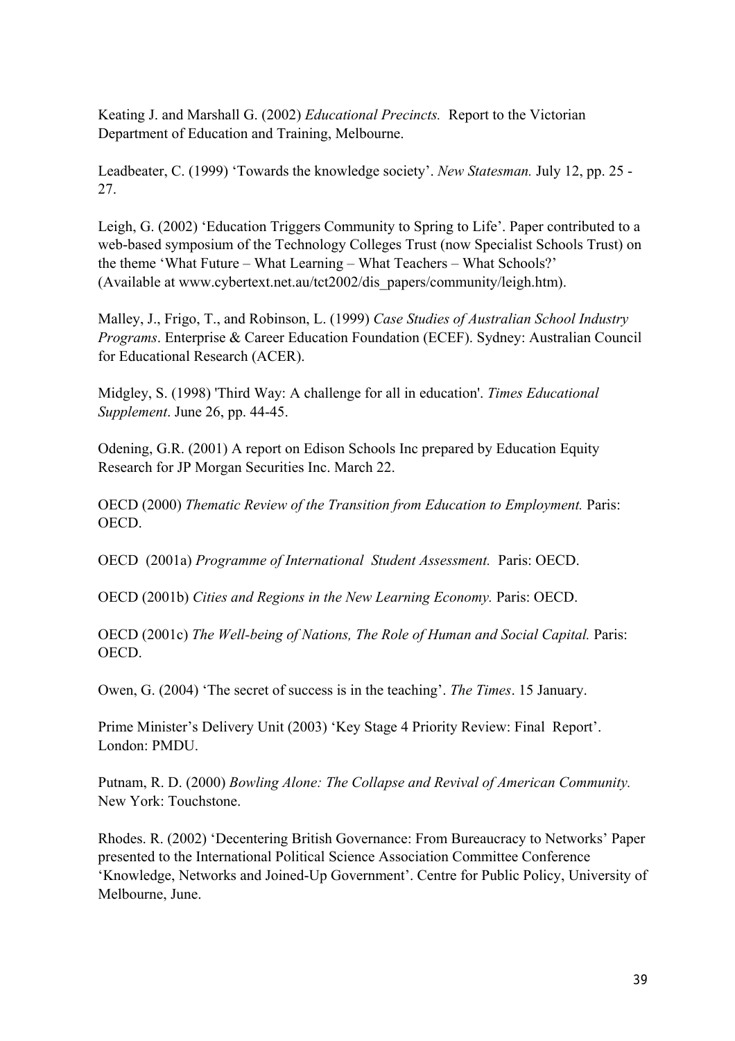Keating J. and Marshall G. (2002) *Educational Precincts.* Report to the Victorian Department of Education and Training, Melbourne.

Leadbeater, C. (1999) 'Towards the knowledge society'. *New Statesman.* July 12, pp. 25 - 27.

Leigh, G. (2002) 'Education Triggers Community to Spring to Life'. Paper contributed to a web-based symposium of the Technology Colleges Trust (now Specialist Schools Trust) on the theme 'What Future – What Learning – What Teachers – What Schools?' (Available at www.cybertext.net.au/tct2002/dis_papers/community/leigh.htm).

Malley, J., Frigo, T., and Robinson, L. (1999) *Case Studies of Australian School Industry Programs*. Enterprise & Career Education Foundation (ECEF). Sydney: Australian Council for Educational Research (ACER).

Midgley, S. (1998) 'Third Way: A challenge for all in education'. *Times Educational Supplement*. June 26, pp. 44-45.

Odening, G.R. (2001) A report on Edison Schools Inc prepared by Education Equity Research for JP Morgan Securities Inc. March 22.

OECD (2000) *Thematic Review of the Transition from Education to Employment.* Paris: OECD.

OECD (2001a) *Programme of International Student Assessment.* Paris: OECD.

OECD (2001b) *Cities and Regions in the New Learning Economy.* Paris: OECD.

OECD (2001c) *The Well-being of Nations, The Role of Human and Social Capital.* Paris: OECD.

Owen, G. (2004) 'The secret of success is in the teaching'. *The Times*. 15 January.

Prime Minister's Delivery Unit (2003) 'Key Stage 4 Priority Review: Final Report'. London: PMDU.

Putnam, R. D. (2000) *Bowling Alone: The Collapse and Revival of American Community.* New York: Touchstone.

Rhodes. R. (2002) 'Decentering British Governance: From Bureaucracy to Networks' Paper presented to the International Political Science Association Committee Conference 'Knowledge, Networks and Joined-Up Government'. Centre for Public Policy, University of Melbourne, June.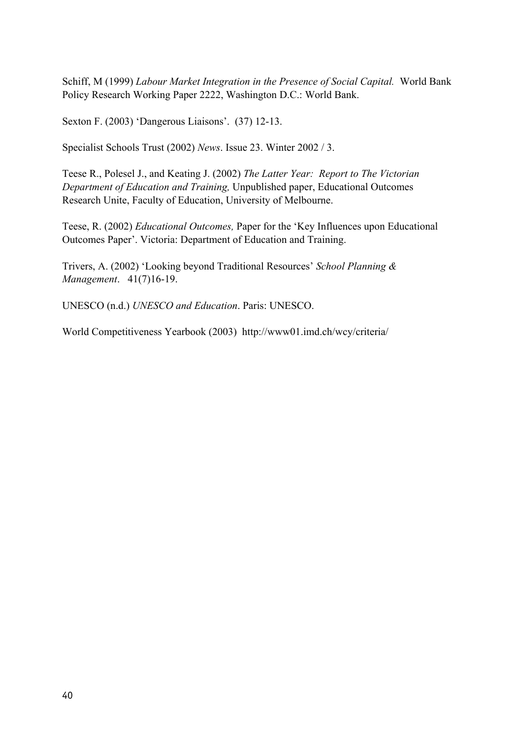Schiff, M (1999) *Labour Market Integration in the Presence of Social Capital.* World Bank Policy Research Working Paper 2222, Washington D.C.: World Bank.

Sexton F. (2003) 'Dangerous Liaisons'. (37) 12-13.

Specialist Schools Trust (2002) *News*. Issue 23. Winter 2002 / 3.

Teese R., Polesel J., and Keating J. (2002) *The Latter Year: Report to The Victorian Department of Education and Training,* Unpublished paper, Educational Outcomes Research Unite, Faculty of Education, University of Melbourne.

Teese, R. (2002) *Educational Outcomes,* Paper for the 'Key Influences upon Educational Outcomes Paper'. Victoria: Department of Education and Training.

Trivers, A. (2002) 'Looking beyond Traditional Resources' *School Planning & Management*. 41(7)16-19.

UNESCO (n.d.) *UNESCO and Education*. Paris: UNESCO.

World Competitiveness Yearbook (2003) http://www01.imd.ch/wcy/criteria/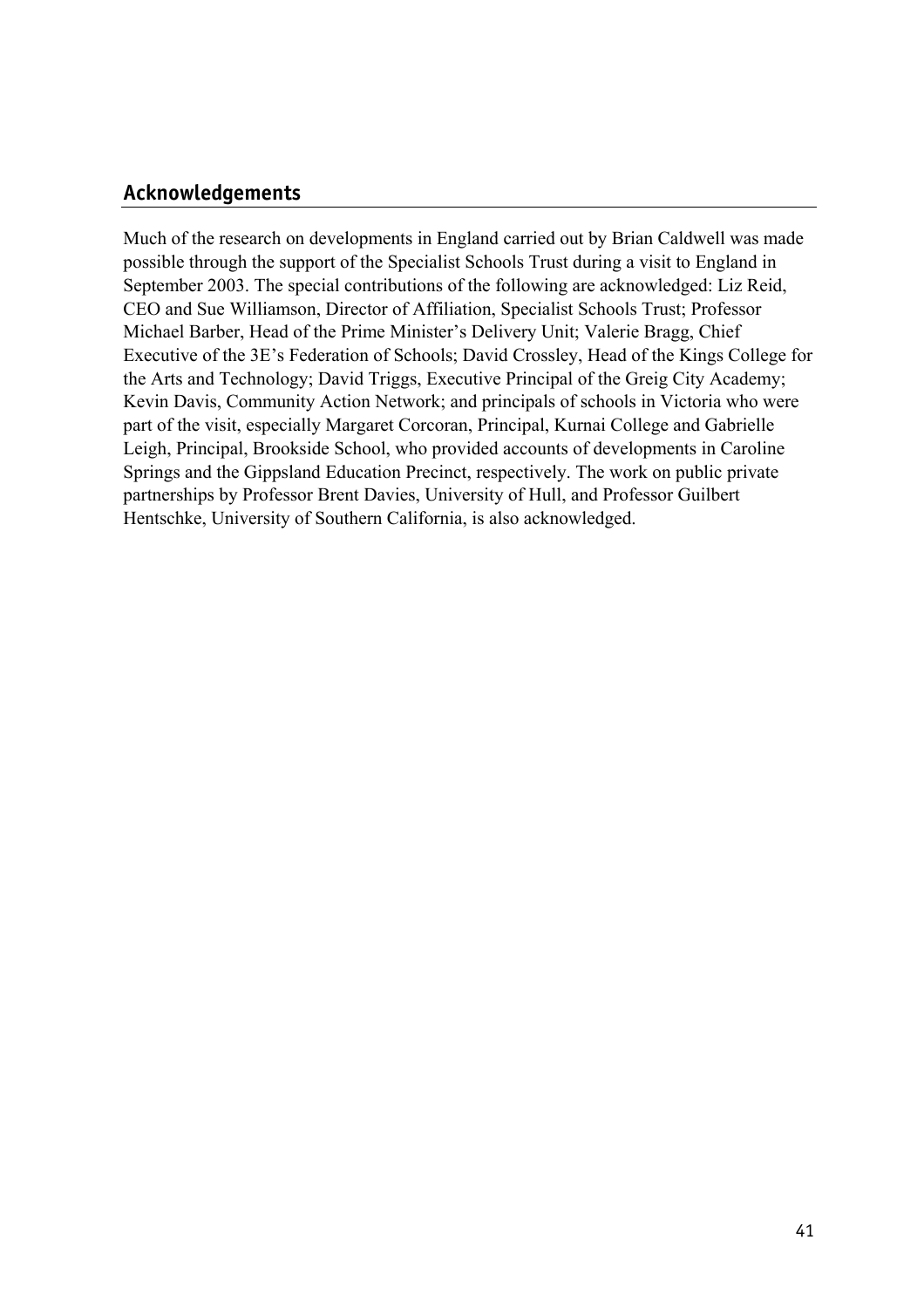## Acknowledgements

Much of the research on developments in England carried out by Brian Caldwell was made possible through the support of the Specialist Schools Trust during a visit to England in September 2003. The special contributions of the following are acknowledged: Liz Reid, CEO and Sue Williamson, Director of Affiliation, Specialist Schools Trust; Professor Michael Barber, Head of the Prime Minister's Delivery Unit; Valerie Bragg, Chief Executive of the 3E's Federation of Schools; David Crossley, Head of the Kings College for the Arts and Technology; David Triggs, Executive Principal of the Greig City Academy; Kevin Davis, Community Action Network; and principals of schools in Victoria who were part of the visit, especially Margaret Corcoran, Principal, Kurnai College and Gabrielle Leigh, Principal, Brookside School, who provided accounts of developments in Caroline Springs and the Gippsland Education Precinct, respectively. The work on public private partnerships by Professor Brent Davies, University of Hull, and Professor Guilbert Hentschke, University of Southern California, is also acknowledged.